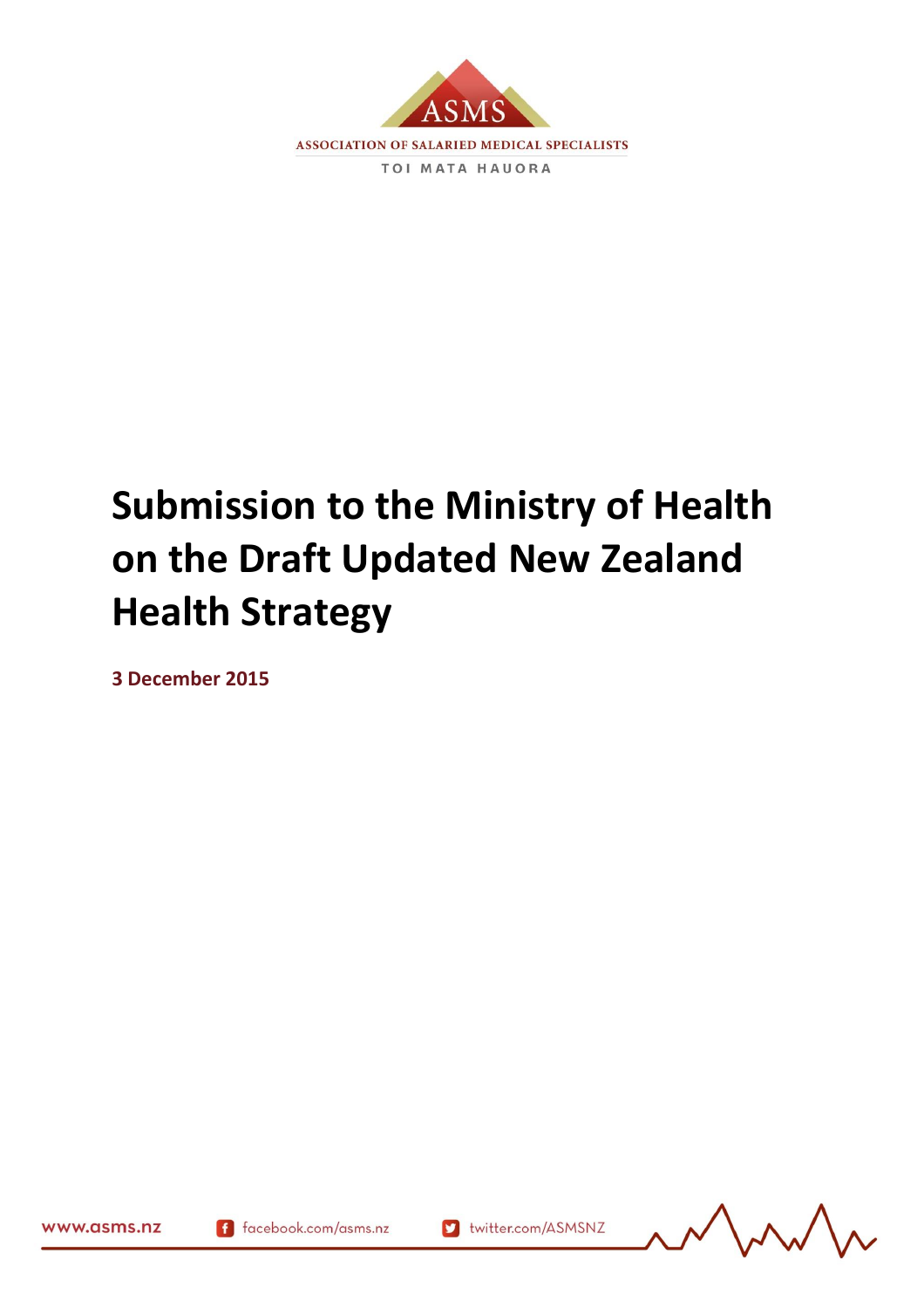ASMS

ASSOCIATION OF SALARIED MEDICAL SPECIALISTS

TOI MATA HAUORA

# Submission to the Ministry of Health on the Draft Updated New Zealand Health Strategy

**3 December 2015**

www.asms.nz facebook.com/asms.nz twitter.com/ASMSNZ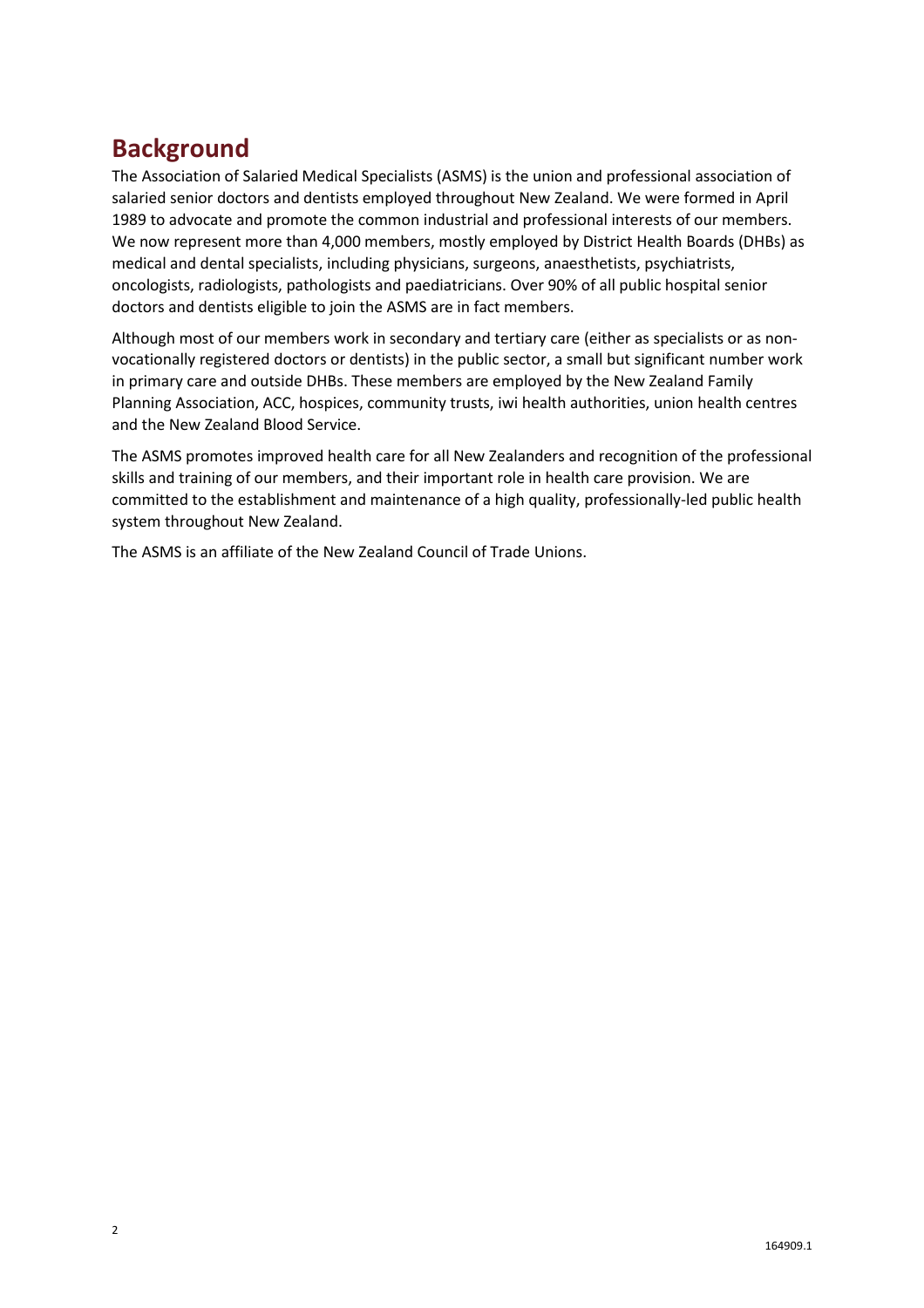## Background

The Association of Salaried Medical Specialists (ASMS) is the union and professional association of salaried senior doctors and dentists employed throughout New Zealand. We were formed in April 1989 to advocate and promote the common industrial and professional interests of our members. We now represent more than 4,000 members, mostly employed by District Health Boards (DHBs) as medical and dental specialists, including physicians, surgeons, anaesthetists, psychiatrists, oncologists, radiologists, pathologists and paediatricians. Over 90% of all public hospital senior doctors and dentists eligible to join the ASMS are in fact members.

Although most of our members work in secondary and tertiary care (either as specialists or as non-vocationally registered doctors or dentists) in the public sector, a small but significant number work in primary care and outside DHBs. These members are employed by the New Zealand Family Planning Association, ACC, hospices, community trusts, iwi health authorities, union health centres and the New Zealand Blood Service.

The ASMS promotes improved health care for all New Zealanders and recognition of the professional skills and training of our members, and their important role in health care provision. We are committed to the establishment and maintenance of a high quality, professionally-led public health system throughout New Zealand.

The ASMS is an affiliate of the New Zealand Council of Trade Unions.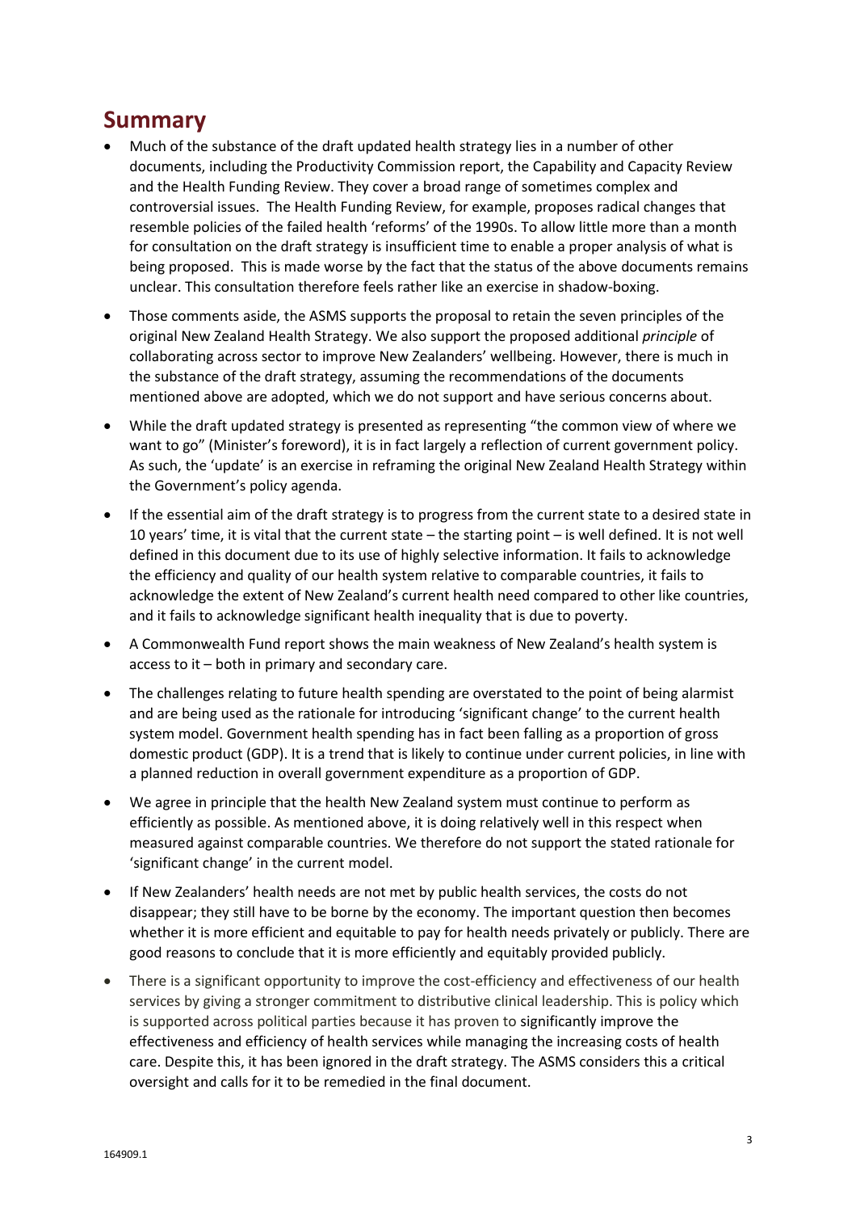## Summary

- Much of the substance of the draft updated health strategy lies in a number of other documents, including the Productivity Commission report, the Capability and Capacity Review and the Health Funding Review. They cover a broad range of sometimes complex and controversial issues. The Health Funding Review, for example, proposes radical changes that resemble policies of the failed health 'reforms' of the 1990s. To allow little more than a month for consultation on the draft strategy is insufficient time to enable a proper analysis of what is being proposed. This is made worse by the fact that the status of the above documents remains unclear. This consultation therefore feels rather like an exercise in shadow-boxing.
- Those comments aside, the ASMS supports the proposal to retain the seven principles of the original New Zealand Health Strategy. We also support the proposed additional *principle* of collaborating across sector to improve New Zealanders' wellbeing. However, there is much in the substance of the draft strategy, assuming the recommendations of the documents mentioned above are adopted, which we do not support and have serious concerns about.
- While the draft updated strategy is presented as representing "the common view of where we want to go" (Minister's foreword), it is in fact largely a reflection of current government policy. As such, the 'update' is an exercise in reframing the original New Zealand Health Strategy within the Government's policy agenda.
- If the essential aim of the draft strategy is to progress from the current state to a desired state in 10 years' time, it is vital that the current state – the starting point – is well defined. It is not well defined in this document due to its use of highly selective information. It fails to acknowledge the efficiency and quality of our health system relative to comparable countries, it fails to acknowledge the extent of New Zealand's current health need compared to other like countries, and it fails to acknowledge significant health inequality that is due to poverty.
- A Commonwealth Fund report shows the main weakness of New Zealand's health system is access to it – both in primary and secondary care.
- The challenges relating to future health spending are overstated to the point of being alarmist and are being used as the rationale for introducing 'significant change' to the current health system model. Government health spending has in fact been falling as a proportion of gross domestic product (GDP). It is a trend that is likely to continue under current policies, in line with a planned reduction in overall government expenditure as a proportion of GDP.
- We agree in principle that the health New Zealand system must continue to perform as efficiently as possible. As mentioned above, it is doing relatively well in this respect when measured against comparable countries. We therefore do not support the stated rationale for 'significant change' in the current model.
- If New Zealanders' health needs are not met by public health services, the costs do not disappear; they still have to be borne by the economy. The important question then becomes whether it is more efficient and equitable to pay for health needs privately or publicly. There are good reasons to conclude that it is more efficiently and equitably provided publicly.
- There is a significant opportunity to improve the cost-efficiency and effectiveness of our health services by giving a stronger commitment to distributive clinical leadership. This is policy which is supported across political parties because it has proven to significantly improve the effectiveness and efficiency of health services while managing the increasing costs of health care. Despite this, it has been ignored in the draft strategy. The ASMS considers this a critical oversight and calls for it to be remedied in the final document.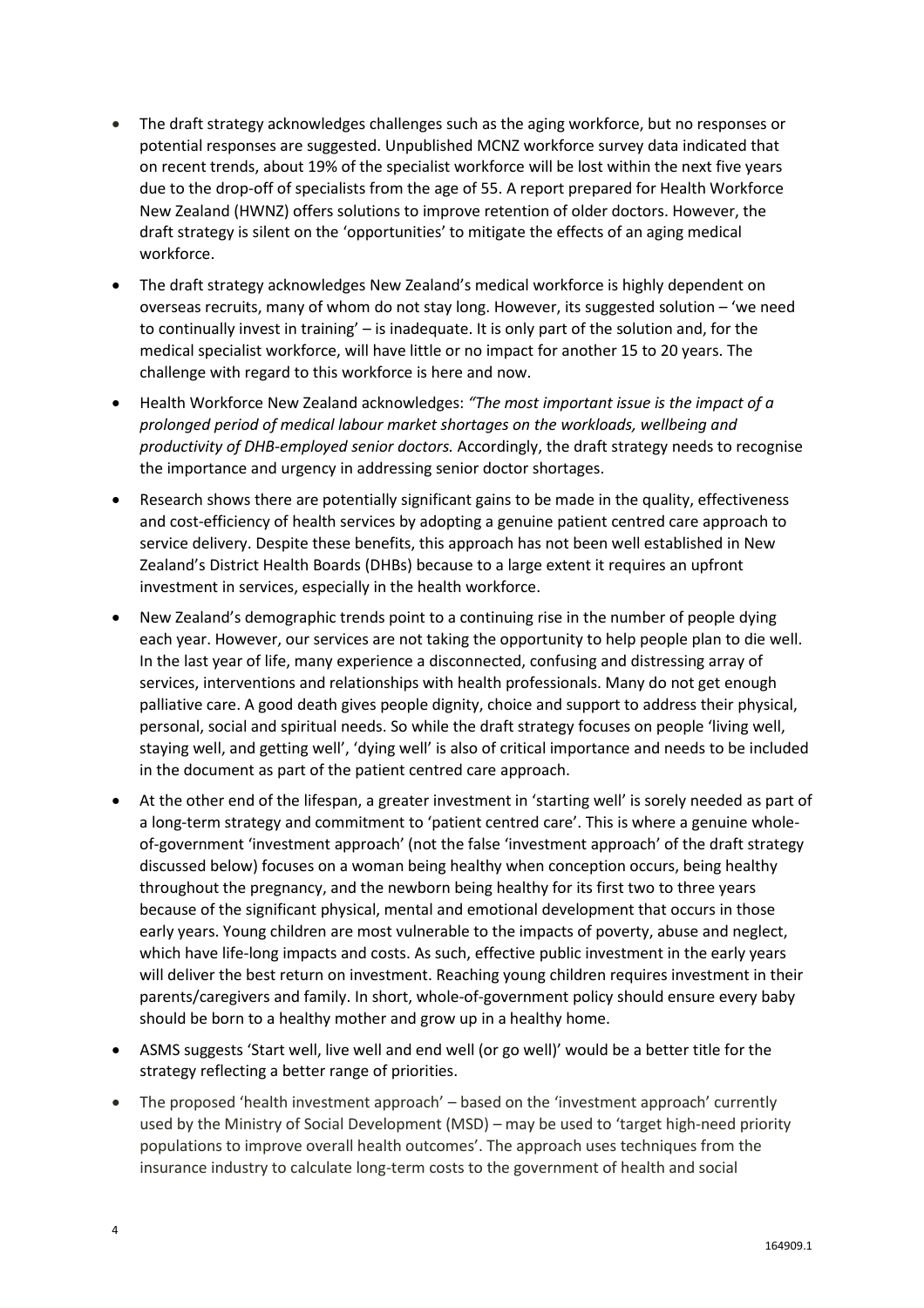- The draft strategy acknowledges challenges such as the aging workforce, but no responses or potential responses are suggested. Unpublished MCNZ workforce survey data indicated that on recent trends, about 19% of the specialist workforce will be lost within the next five years due to the drop-off of specialists from the age of 55. A report prepared for Health Workforce New Zealand (HWNZ) offers solutions to improve retention of older doctors. However, the draft strategy is silent on the 'opportunities' to mitigate the effects of an aging medical workforce.
- The draft strategy acknowledges New Zealand's medical workforce is highly dependent on overseas recruits, many of whom do not stay long. However, its suggested solution – 'we need to continually invest in training' – is inadequate. It is only part of the solution and, for the medical specialist workforce, will have little or no impact for another 15 to 20 years. The challenge with regard to this workforce is here and now.
- Health Workforce New Zealand acknowledges: *"The most important issue is the impact of a prolonged period of medical labour market shortages on the workloads, wellbeing and productivity of DHB-employed senior doctors.* Accordingly, the draft strategy needs to recognise the importance and urgency in addressing senior doctor shortages.
- Research shows there are potentially significant gains to be made in the quality, effectiveness and cost-efficiency of health services by adopting a genuine patient centred care approach to service delivery. Despite these benefits, this approach has not been well established in New Zealand's District Health Boards (DHBs) because to a large extent it requires an upfront investment in services, especially in the health workforce.
- New Zealand's demographic trends point to a continuing rise in the number of people dying each year. However, our services are not taking the opportunity to help people plan to die well. In the last year of life, many experience a disconnected, confusing and distressing array of services, interventions and relationships with health professionals. Many do not get enough palliative care. A good death gives people dignity, choice and support to address their physical, personal, social and spiritual needs. So while the draft strategy focuses on people 'living well, staying well, and getting well', 'dying well' is also of critical importance and needs to be included in the document as part of the patient centred care approach.
- At the other end of the lifespan, a greater investment in 'starting well' is sorely needed as part of a long-term strategy and commitment to 'patient centred care'. This is where a genuine whole-of-government 'investment approach' (not the false 'investment approach' of the draft strategy discussed below) focuses on a woman being healthy when conception occurs, being healthy throughout the pregnancy, and the newborn being healthy for its first two to three years because of the significant physical, mental and emotional development that occurs in those early years. Young children are most vulnerable to the impacts of poverty, abuse and neglect, which have life-long impacts and costs. As such, effective public investment in the early years will deliver the best return on investment. Reaching young children requires investment in their parents/caregivers and family. In short, whole-of-government policy should ensure every baby should be born to a healthy mother and grow up in a healthy home.
- ASMS suggests 'Start well, live well and end well (or go well)' would be a better title for the strategy reflecting a better range of priorities.
- The proposed 'health investment approach' – based on the 'investment approach' currently used by the Ministry of Social Development (MSD) – may be used to 'target high-need priority populations to improve overall health outcomes'. The approach uses techniques from the insurance industry to calculate long-term costs to the government of health and social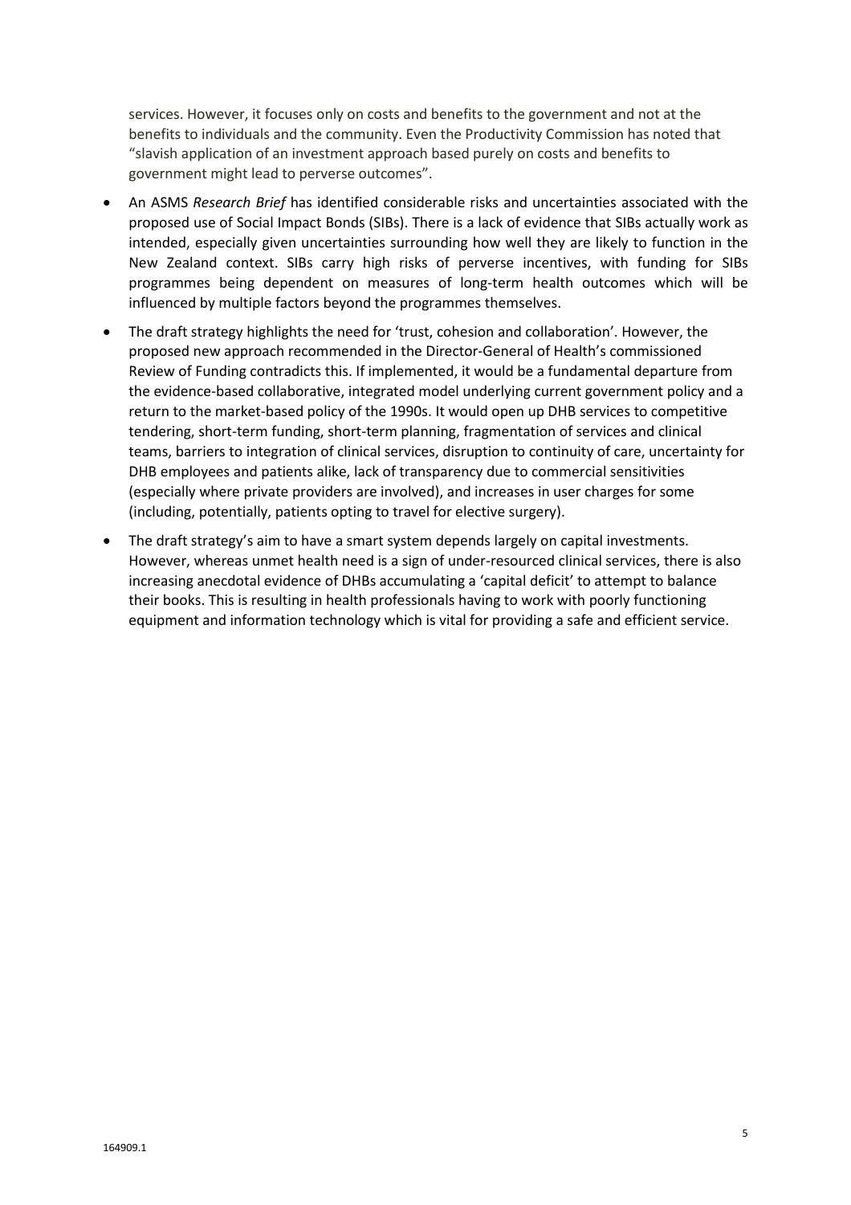services. However, it focuses only on costs and benefits to the government and not at the benefits to individuals and the community. Even the Productivity Commission has noted that "slavish application of an investment approach based purely on costs and benefits to government might lead to perverse outcomes".

- An ASMS *Research Brief* has identified considerable risks and uncertainties associated with the proposed use of Social Impact Bonds (SIBs). There is a lack of evidence that SIBs actually work as intended, especially given uncertainties surrounding how well they are likely to function in the New Zealand context. SIBs carry high risks of perverse incentives, with funding for SIBs programmes being dependent on measures of long-term health outcomes which will be influenced by multiple factors beyond the programmes themselves.
- The draft strategy highlights the need for 'trust, cohesion and collaboration'. However, the proposed new approach recommended in the Director-General of Health's commissioned Review of Funding contradicts this. If implemented, it would be a fundamental departure from the evidence-based collaborative, integrated model underlying current government policy and a return to the market-based policy of the 1990s. It would open up DHB services to competitive tendering, short-term funding, short-term planning, fragmentation of services and clinical teams, barriers to integration of clinical services, disruption to continuity of care, uncertainty for DHB employees and patients alike, lack of transparency due to commercial sensitivities (especially where private providers are involved), and increases in user charges for some (including, potentially, patients opting to travel for elective surgery).
- The draft strategy's aim to have a smart system depends largely on capital investments. However, whereas unmet health need is a sign of under-resourced clinical services, there is also increasing anecdotal evidence of DHBs accumulating a 'capital deficit' to attempt to balance their books. This is resulting in health professionals having to work with poorly functioning equipment and information technology which is vital for providing a safe and efficient service.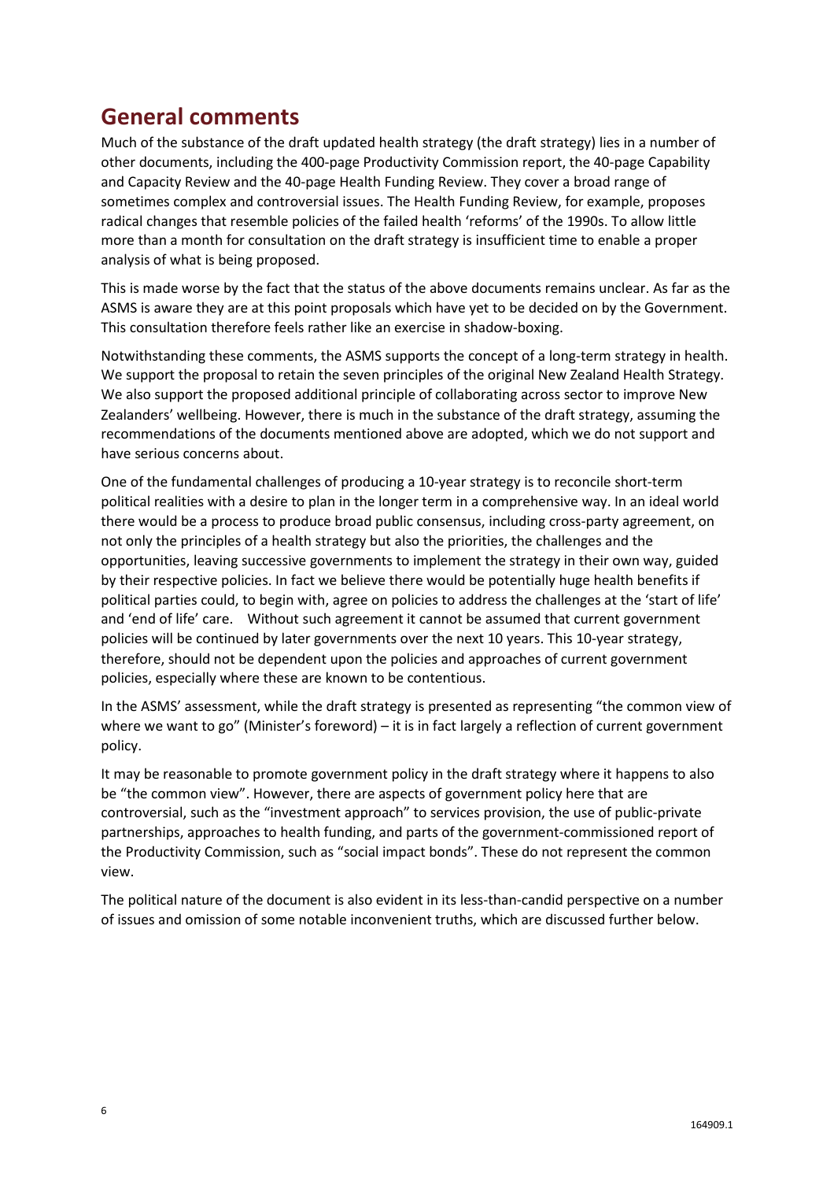## General comments

Much of the substance of the draft updated health strategy (the draft strategy) lies in a number of other documents, including the 400-page Productivity Commission report, the 40-page Capability and Capacity Review and the 40-page Health Funding Review. They cover a broad range of sometimes complex and controversial issues. The Health Funding Review, for example, proposes radical changes that resemble policies of the failed health 'reforms' of the 1990s. To allow little more than a month for consultation on the draft strategy is insufficient time to enable a proper analysis of what is being proposed.

This is made worse by the fact that the status of the above documents remains unclear. As far as the ASMS is aware they are at this point proposals which have yet to be decided on by the Government. This consultation therefore feels rather like an exercise in shadow-boxing.

Notwithstanding these comments, the ASMS supports the concept of a long-term strategy in health. We support the proposal to retain the seven principles of the original New Zealand Health Strategy. We also support the proposed additional principle of collaborating across sector to improve New Zealanders' wellbeing. However, there is much in the substance of the draft strategy, assuming the recommendations of the documents mentioned above are adopted, which we do not support and have serious concerns about.

One of the fundamental challenges of producing a 10-year strategy is to reconcile short-term political realities with a desire to plan in the longer term in a comprehensive way. In an ideal world there would be a process to produce broad public consensus, including cross-party agreement, on not only the principles of a health strategy but also the priorities, the challenges and the opportunities, leaving successive governments to implement the strategy in their own way, guided by their respective policies. In fact we believe there would be potentially huge health benefits if political parties could, to begin with, agree on policies to address the challenges at the 'start of life' and 'end of life' care. Without such agreement it cannot be assumed that current government policies will be continued by later governments over the next 10 years. This 10-year strategy, therefore, should not be dependent upon the policies and approaches of current government policies, especially where these are known to be contentious.

In the ASMS' assessment, while the draft strategy is presented as representing "the common view of where we want to go" (Minister's foreword) – it is in fact largely a reflection of current government policy.

It may be reasonable to promote government policy in the draft strategy where it happens to also be "the common view". However, there are aspects of government policy here that are controversial, such as the "investment approach" to services provision, the use of public-private partnerships, approaches to health funding, and parts of the government-commissioned report of the Productivity Commission, such as "social impact bonds". These do not represent the common view.

The political nature of the document is also evident in its less-than-candid perspective on a number of issues and omission of some notable inconvenient truths, which are discussed further below.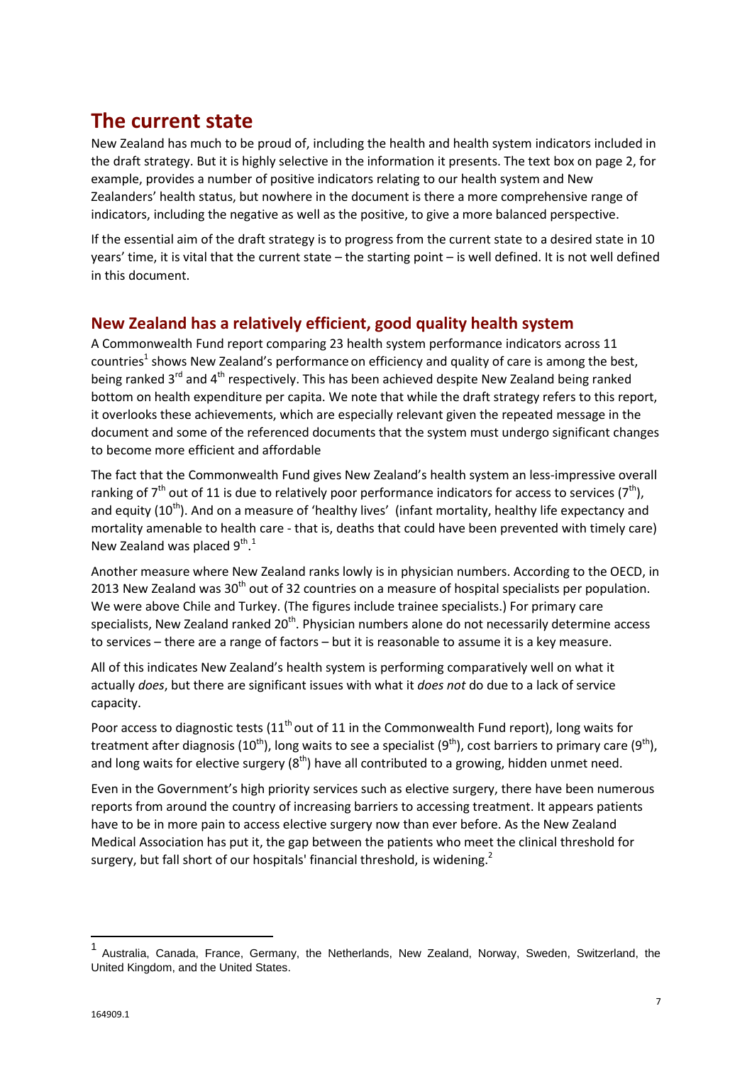# The current state

New Zealand has much to be proud of, including the health and health system indicators included in the draft strategy. But it is highly selective in the information it presents. The text box on page 2, for example, provides a number of positive indicators relating to our health system and New Zealanders' health status, but nowhere in the document is there a more comprehensive range of indicators, including the negative as well as the positive, to give a more balanced perspective.

If the essential aim of the draft strategy is to progress from the current state to a desired state in 10 years' time, it is vital that the current state – the starting point – is well defined. It is not well defined in this document.

## New Zealand has a relatively efficient, good quality health system

A Commonwealth Fund report comparing 23 health system performance indicators across 11 countries[1] shows New Zealand's performance on efficiency and quality of care is among the best, being ranked 3rd and 4th respectively. This has been achieved despite New Zealand being ranked bottom on health expenditure per capita. We note that while the draft strategy refers to this report, it overlooks these achievements, which are especially relevant given the repeated message in the document and some of the referenced documents that the system must undergo significant changes to become more efficient and affordable

The fact that the Commonwealth Fund gives New Zealand's health system an less-impressive overall ranking of 7th out of 11 is due to relatively poor performance indicators for access to services (7th), and equity (10th). And on a measure of 'healthy lives' (infant mortality, healthy life expectancy and mortality amenable to health care - that is, deaths that could have been prevented with timely care) New Zealand was placed 9th.[1]

Another measure where New Zealand ranks lowly is in physician numbers. According to the OECD, in 2013 New Zealand was 30th out of 32 countries on a measure of hospital specialists per population. We were above Chile and Turkey. (The figures include trainee specialists.) For primary care specialists, New Zealand ranked 20th. Physician numbers alone do not necessarily determine access to services – there are a range of factors – but it is reasonable to assume it is a key measure.

All of this indicates New Zealand's health system is performing comparatively well on what it actually *does*, but there are significant issues with what it *does not* do due to a lack of service capacity.

Poor access to diagnostic tests (11th out of 11 in the Commonwealth Fund report), long waits for treatment after diagnosis (10th), long waits to see a specialist (9th), cost barriers to primary care (9th), and long waits for elective surgery (8th) have all contributed to a growing, hidden unmet need.

Even in the Government's high priority services such as elective surgery, there have been numerous reports from around the country of increasing barriers to accessing treatment. It appears patients have to be in more pain to access elective surgery now than ever before. As the New Zealand Medical Association has put it, the gap between the patients who meet the clinical threshold for surgery, but fall short of our hospitals' financial threshold, is widening.[2]

---

[1] Australia, Canada, France, Germany, the Netherlands, New Zealand, Norway, Sweden, Switzerland, the United Kingdom, and the United States.

164909.1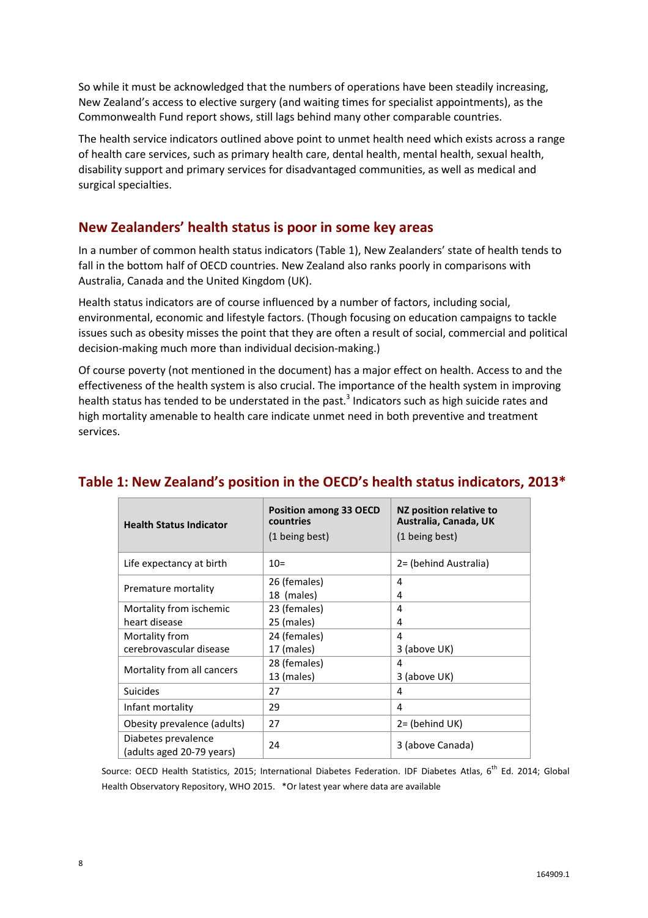So while it must be acknowledged that the numbers of operations have been steadily increasing, New Zealand's access to elective surgery (and waiting times for specialist appointments), as the Commonwealth Fund report shows, still lags behind many other comparable countries.

The health service indicators outlined above point to unmet health need which exists across a range of health care services, such as primary health care, dental health, mental health, sexual health, disability support and primary services for disadvantaged communities, as well as medical and surgical specialties.

## New Zealanders' health status is poor in some key areas

In a number of common health status indicators (Table 1), New Zealanders' state of health tends to fall in the bottom half of OECD countries. New Zealand also ranks poorly in comparisons with Australia, Canada and the United Kingdom (UK).

Health status indicators are of course influenced by a number of factors, including social, environmental, economic and lifestyle factors. (Though focusing on education campaigns to tackle issues such as obesity misses the point that they are often a result of social, commercial and political decision-making much more than individual decision-making.)

Of course poverty (not mentioned in the document) has a major effect on health. Access to and the effectiveness of the health system is also crucial. The importance of the health system in improving health status has tended to be understated in the past.[3] Indicators such as high suicide rates and high mortality amenable to health care indicate unmet need in both preventive and treatment services.

## Table 1: New Zealand's position in the OECD's health status indicators, 2013*

| Health Status Indicator | Position among 33 OECD countries (1 being best) | NZ position relative to Australia, Canada, UK (1 being best) |
|---|---|---|
| Life expectancy at birth | 10= | 2= (behind Australia) |
| Premature mortality | 26 (females)<br>18 (males) | 4<br>4 |
| Mortality from ischemic heart disease | 23 (females)<br>25 (males) | 4<br>4 |
| Mortality from cerebrovascular disease | 24 (females)<br>17 (males) | 4<br>3 (above UK) |
| Mortality from all cancers | 28 (females)<br>13 (males) | 4<br>3 (above UK) |
| Suicides | 27 | 4 |
| Infant mortality | 29 | 4 |
| Obesity prevalence (adults) | 27 | 2= (behind UK) |
| Diabetes prevalence (adults aged 20-79 years) | 24 | 3 (above Canada) |

Source: OECD Health Statistics, 2015; International Diabetes Federation. IDF Diabetes Atlas, 6th Ed. 2014; Global Health Observatory Repository, WHO 2015. *Or latest year where data are available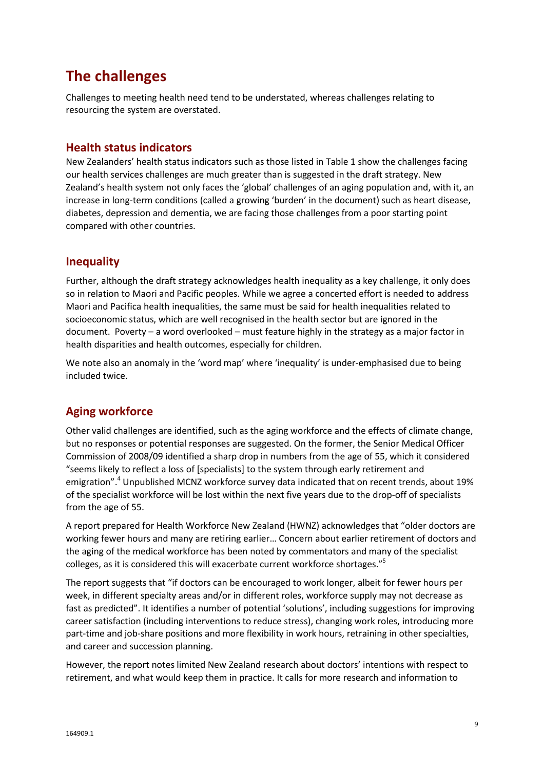# The challenges

Challenges to meeting health need tend to be understated, whereas challenges relating to resourcing the system are overstated.

## Health status indicators

New Zealanders' health status indicators such as those listed in Table 1 show the challenges facing our health services challenges are much greater than is suggested in the draft strategy. New Zealand's health system not only faces the 'global' challenges of an aging population and, with it, an increase in long-term conditions (called a growing 'burden' in the document) such as heart disease, diabetes, depression and dementia, we are facing those challenges from a poor starting point compared with other countries.

## Inequality

Further, although the draft strategy acknowledges health inequality as a key challenge, it only does so in relation to Maori and Pacific peoples. While we agree a concerted effort is needed to address Maori and Pacifica health inequalities, the same must be said for health inequalities related to socioeconomic status, which are well recognised in the health sector but are ignored in the document. Poverty – a word overlooked – must feature highly in the strategy as a major factor in health disparities and health outcomes, especially for children.

We note also an anomaly in the 'word map' where 'inequality' is under-emphasised due to being included twice.

## Aging workforce

Other valid challenges are identified, such as the aging workforce and the effects of climate change, but no responses or potential responses are suggested. On the former, the Senior Medical Officer Commission of 2008/09 identified a sharp drop in numbers from the age of 55, which it considered "seems likely to reflect a loss of [specialists] to the system through early retirement and emigration".[4] Unpublished MCNZ workforce survey data indicated that on recent trends, about 19% of the specialist workforce will be lost within the next five years due to the drop-off of specialists from the age of 55.

A report prepared for Health Workforce New Zealand (HWNZ) acknowledges that "older doctors are working fewer hours and many are retiring earlier… Concern about earlier retirement of doctors and the aging of the medical workforce has been noted by commentators and many of the specialist colleges, as it is considered this will exacerbate current workforce shortages."[5]

The report suggests that "if doctors can be encouraged to work longer, albeit for fewer hours per week, in different specialty areas and/or in different roles, workforce supply may not decrease as fast as predicted". It identifies a number of potential 'solutions', including suggestions for improving career satisfaction (including interventions to reduce stress), changing work roles, introducing more part-time and job-share positions and more flexibility in work hours, retraining in other specialties, and career and succession planning.

However, the report notes limited New Zealand research about doctors' intentions with respect to retirement, and what would keep them in practice. It calls for more research and information to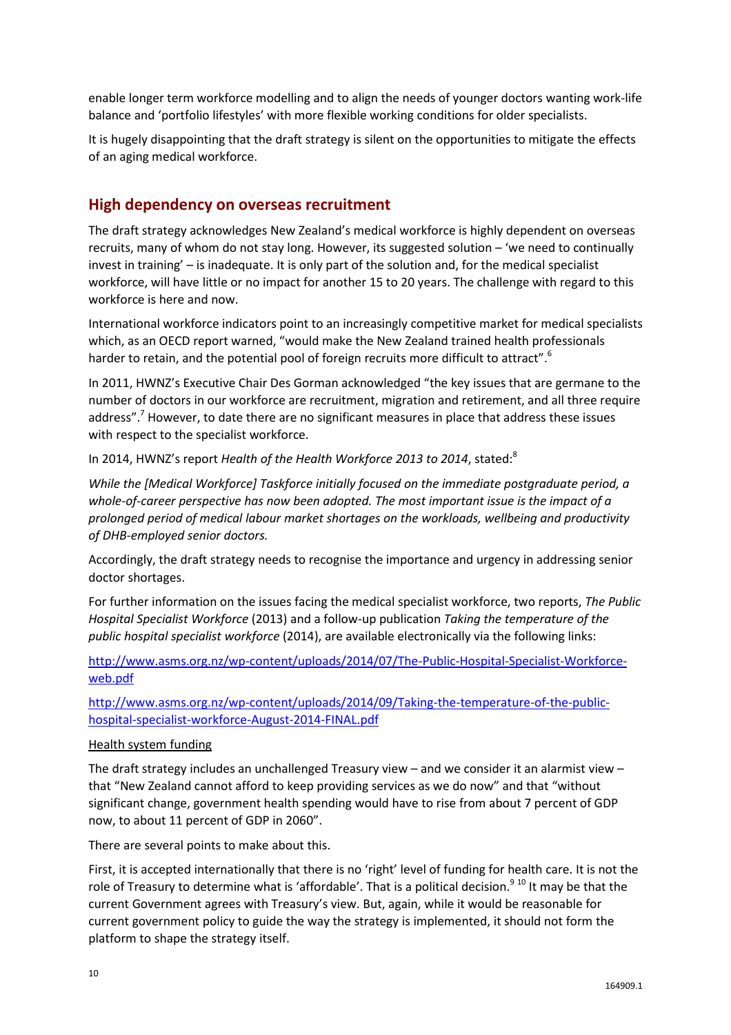enable longer term workforce modelling and to align the needs of younger doctors wanting work-life balance and 'portfolio lifestyles' with more flexible working conditions for older specialists.

It is hugely disappointing that the draft strategy is silent on the opportunities to mitigate the effects of an aging medical workforce.

## High dependency on overseas recruitment

The draft strategy acknowledges New Zealand's medical workforce is highly dependent on overseas recruits, many of whom do not stay long. However, its suggested solution – 'we need to continually invest in training' – is inadequate. It is only part of the solution and, for the medical specialist workforce, will have little or no impact for another 15 to 20 years. The challenge with regard to this workforce is here and now.

International workforce indicators point to an increasingly competitive market for medical specialists which, as an OECD report warned, "would make the New Zealand trained health professionals harder to retain, and the potential pool of foreign recruits more difficult to attract".[6]

In 2011, HWNZ's Executive Chair Des Gorman acknowledged "the key issues that are germane to the number of doctors in our workforce are recruitment, migration and retirement, and all three require address".[7] However, to date there are no significant measures in place that address these issues with respect to the specialist workforce.

In 2014, HWNZ's report *Health of the Health Workforce 2013 to 2014*, stated:[8]

*While the [Medical Workforce] Taskforce initially focused on the immediate postgraduate period, a whole-of-career perspective has now been adopted. The most important issue is the impact of a prolonged period of medical labour market shortages on the workloads, wellbeing and productivity of DHB-employed senior doctors.*

Accordingly, the draft strategy needs to recognise the importance and urgency in addressing senior doctor shortages.

For further information on the issues facing the medical specialist workforce, two reports, *The Public Hospital Specialist Workforce* (2013) and a follow-up publication *Taking the temperature of the public hospital specialist workforce* (2014), are available electronically via the following links:

http://www.asms.org.nz/wp-content/uploads/2014/07/The-Public-Hospital-Specialist-Workforce-web.pdf

http://www.asms.org.nz/wp-content/uploads/2014/09/Taking-the-temperature-of-the-public-hospital-specialist-workforce-August-2014-FINAL.pdf

Health system funding

The draft strategy includes an unchallenged Treasury view – and we consider it an alarmist view – that "New Zealand cannot afford to keep providing services as we do now" and that "without significant change, government health spending would have to rise from about 7 percent of GDP now, to about 11 percent of GDP in 2060".

There are several points to make about this.

First, it is accepted internationally that there is no 'right' level of funding for health care. It is not the role of Treasury to determine what is 'affordable'. That is a political decision.[9] [10] It may be that the current Government agrees with Treasury's view. But, again, while it would be reasonable for current government policy to guide the way the strategy is implemented, it should not form the platform to shape the strategy itself.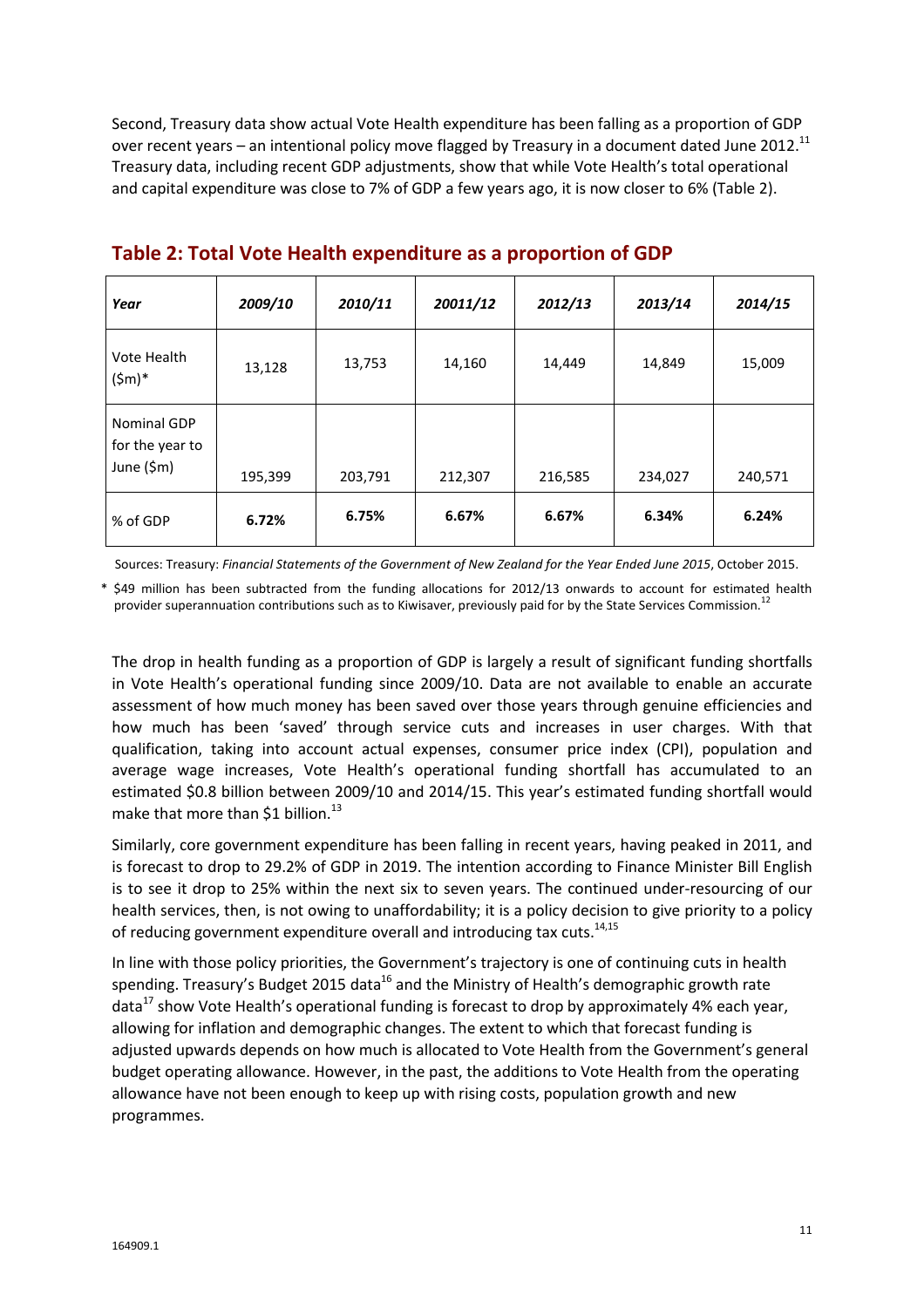Second, Treasury data show actual Vote Health expenditure has been falling as a proportion of GDP over recent years – an intentional policy move flagged by Treasury in a document dated June 2012.[11] Treasury data, including recent GDP adjustments, show that while Vote Health's total operational and capital expenditure was close to 7% of GDP a few years ago, it is now closer to 6% (Table 2).

## Table 2: Total Vote Health expenditure as a proportion of GDP

| *Year* | *2009/10* | *2010/11* | *20011/12* | *2012/13* | *2013/14* | *2014/15* |
|---|---|---|---|---|---|---|
| Vote Health ($m)* | 13,128 | 13,753 | 14,160 | 14,449 | 14,849 | 15,009 |
| Nominal GDP for the year to June ($m) | 195,399 | 203,791 | 212,307 | 216,585 | 234,027 | 240,571 |
| % of GDP | **6.72%** | **6.75%** | **6.67%** | **6.67%** | **6.34%** | **6.24%** |

Sources: Treasury: *Financial Statements of the Government of New Zealand for the Year Ended June 2015*, October 2015.

\* $49 million has been subtracted from the funding allocations for 2012/13 onwards to account for estimated health provider superannuation contributions such as to Kiwisaver, previously paid for by the State Services Commission.[12]

The drop in health funding as a proportion of GDP is largely a result of significant funding shortfalls in Vote Health's operational funding since 2009/10. Data are not available to enable an accurate assessment of how much money has been saved over those years through genuine efficiencies and how much has been 'saved' through service cuts and increases in user charges. With that qualification, taking into account actual expenses, consumer price index (CPI), population and average wage increases, Vote Health's operational funding shortfall has accumulated to an estimated $0.8 billion between 2009/10 and 2014/15. This year's estimated funding shortfall would make that more than $1 billion.[13]

Similarly, core government expenditure has been falling in recent years, having peaked in 2011, and is forecast to drop to 29.2% of GDP in 2019. The intention according to Finance Minister Bill English is to see it drop to 25% within the next six to seven years. The continued under-resourcing of our health services, then, is not owing to unaffordability; it is a policy decision to give priority to a policy of reducing government expenditure overall and introducing tax cuts.[14,15]

In line with those policy priorities, the Government's trajectory is one of continuing cuts in health spending. Treasury's Budget 2015 data[16] and the Ministry of Health's demographic growth rate data[17] show Vote Health's operational funding is forecast to drop by approximately 4% each year, allowing for inflation and demographic changes. The extent to which that forecast funding is adjusted upwards depends on how much is allocated to Vote Health from the Government's general budget operating allowance. However, in the past, the additions to Vote Health from the operating allowance have not been enough to keep up with rising costs, population growth and new programmes.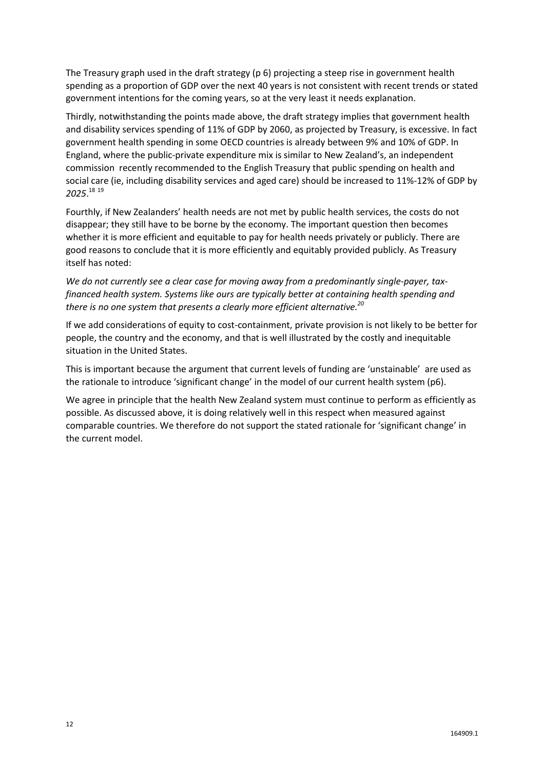The Treasury graph used in the draft strategy (p 6) projecting a steep rise in government health spending as a proportion of GDP over the next 40 years is not consistent with recent trends or stated government intentions for the coming years, so at the very least it needs explanation.

Thirdly, notwithstanding the points made above, the draft strategy implies that government health and disability services spending of 11% of GDP by 2060, as projected by Treasury, is excessive. In fact government health spending in some OECD countries is already between 9% and 10% of GDP. In England, where the public-private expenditure mix is similar to New Zealand's, an independent commission recently recommended to the English Treasury that public spending on health and social care (ie, including disability services and aged care) should be increased to 11%-12% of GDP by *2025*.[18] [19]

Fourthly, if New Zealanders' health needs are not met by public health services, the costs do not disappear; they still have to be borne by the economy. The important question then becomes whether it is more efficient and equitable to pay for health needs privately or publicly. There are good reasons to conclude that it is more efficiently and equitably provided publicly. As Treasury itself has noted:

*We do not currently see a clear case for moving away from a predominantly single-payer, tax-financed health system. Systems like ours are typically better at containing health spending and there is no one system that presents a clearly more efficient alternative.*[20]

If we add considerations of equity to cost-containment, private provision is not likely to be better for people, the country and the economy, and that is well illustrated by the costly and inequitable situation in the United States.

This is important because the argument that current levels of funding are 'unstainable' are used as the rationale to introduce 'significant change' in the model of our current health system (p6).

We agree in principle that the health New Zealand system must continue to perform as efficiently as possible. As discussed above, it is doing relatively well in this respect when measured against comparable countries. We therefore do not support the stated rationale for 'significant change' in the current model.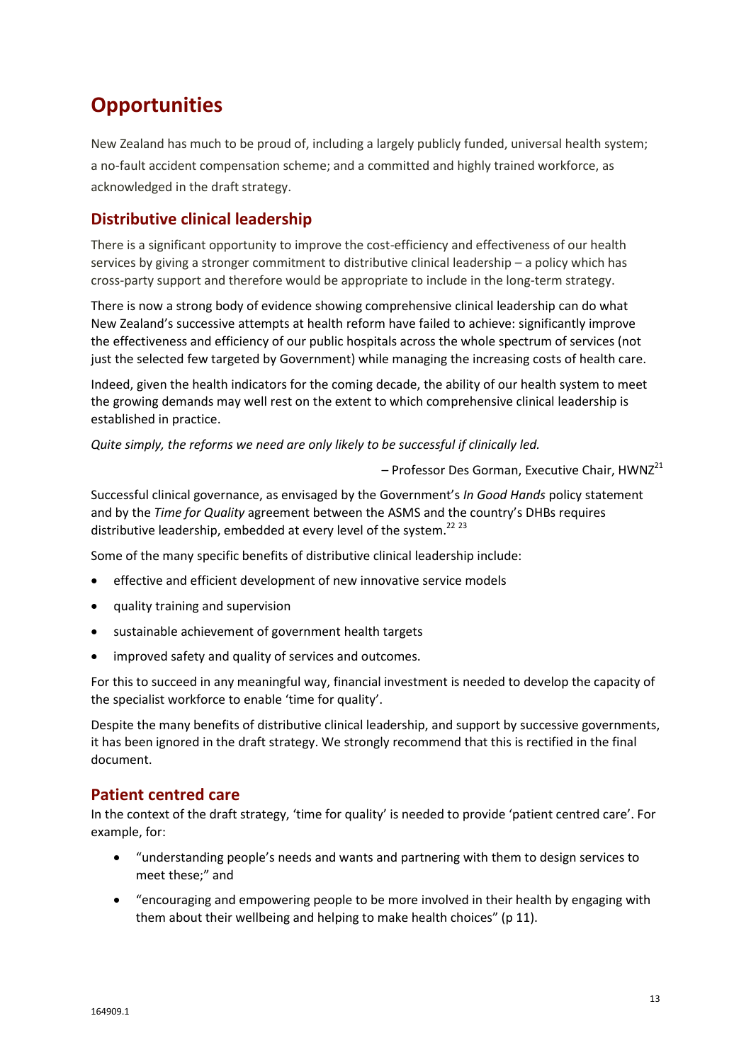# Opportunities

New Zealand has much to be proud of, including a largely publicly funded, universal health system; a no-fault accident compensation scheme; and a committed and highly trained workforce, as acknowledged in the draft strategy.

## Distributive clinical leadership

There is a significant opportunity to improve the cost-efficiency and effectiveness of our health services by giving a stronger commitment to distributive clinical leadership – a policy which has cross-party support and therefore would be appropriate to include in the long-term strategy.

There is now a strong body of evidence showing comprehensive clinical leadership can do what New Zealand's successive attempts at health reform have failed to achieve: significantly improve the effectiveness and efficiency of our public hospitals across the whole spectrum of services (not just the selected few targeted by Government) while managing the increasing costs of health care.

Indeed, given the health indicators for the coming decade, the ability of our health system to meet the growing demands may well rest on the extent to which comprehensive clinical leadership is established in practice.

*Quite simply, the reforms we need are only likely to be successful if clinically led.*

– Professor Des Gorman, Executive Chair, HWNZ[21]

Successful clinical governance, as envisaged by the Government's *In Good Hands* policy statement and by the *Time for Quality* agreement between the ASMS and the country's DHBs requires distributive leadership, embedded at every level of the system.[22] [23]

Some of the many specific benefits of distributive clinical leadership include:

- effective and efficient development of new innovative service models
- quality training and supervision
- sustainable achievement of government health targets
- improved safety and quality of services and outcomes.

For this to succeed in any meaningful way, financial investment is needed to develop the capacity of the specialist workforce to enable 'time for quality'.

Despite the many benefits of distributive clinical leadership, and support by successive governments, it has been ignored in the draft strategy. We strongly recommend that this is rectified in the final document.

## Patient centred care

In the context of the draft strategy, 'time for quality' is needed to provide 'patient centred care'. For example, for:

- "understanding people's needs and wants and partnering with them to design services to meet these;" and
- "encouraging and empowering people to be more involved in their health by engaging with them about their wellbeing and helping to make health choices" (p 11).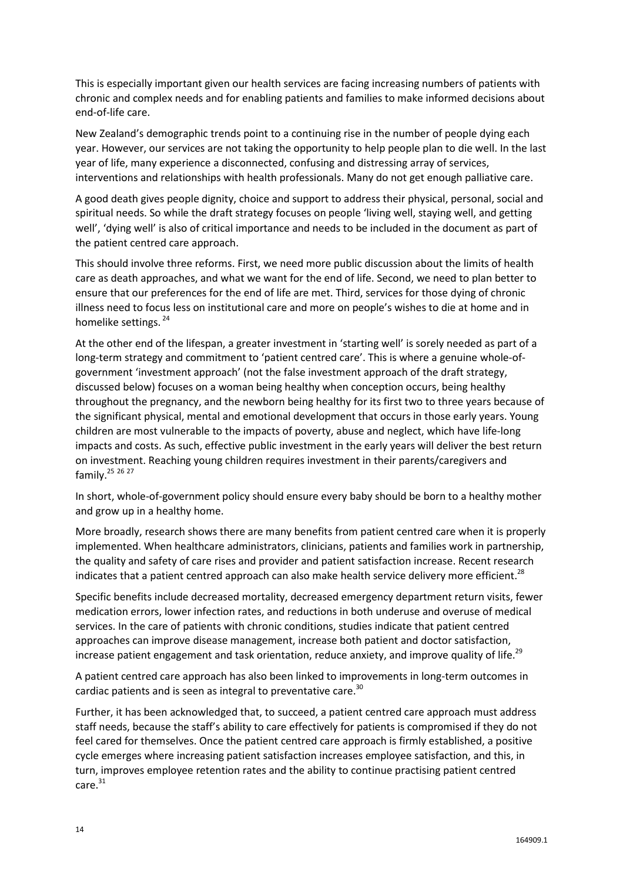This is especially important given our health services are facing increasing numbers of patients with chronic and complex needs and for enabling patients and families to make informed decisions about end-of-life care.

New Zealand's demographic trends point to a continuing rise in the number of people dying each year. However, our services are not taking the opportunity to help people plan to die well. In the last year of life, many experience a disconnected, confusing and distressing array of services, interventions and relationships with health professionals. Many do not get enough palliative care.

A good death gives people dignity, choice and support to address their physical, personal, social and spiritual needs. So while the draft strategy focuses on people 'living well, staying well, and getting well', 'dying well' is also of critical importance and needs to be included in the document as part of the patient centred care approach.

This should involve three reforms. First, we need more public discussion about the limits of health care as death approaches, and what we want for the end of life. Second, we need to plan better to ensure that our preferences for the end of life are met. Third, services for those dying of chronic illness need to focus less on institutional care and more on people's wishes to die at home and in homelike settings.[24]

At the other end of the lifespan, a greater investment in 'starting well' is sorely needed as part of a long-term strategy and commitment to 'patient centred care'. This is where a genuine whole-of-government 'investment approach' (not the false investment approach of the draft strategy, discussed below) focuses on a woman being healthy when conception occurs, being healthy throughout the pregnancy, and the newborn being healthy for its first two to three years because of the significant physical, mental and emotional development that occurs in those early years. Young children are most vulnerable to the impacts of poverty, abuse and neglect, which have life-long impacts and costs. As such, effective public investment in the early years will deliver the best return on investment. Reaching young children requires investment in their parents/caregivers and family.[25 26 27]

In short, whole-of-government policy should ensure every baby should be born to a healthy mother and grow up in a healthy home.

More broadly, research shows there are many benefits from patient centred care when it is properly implemented. When healthcare administrators, clinicians, patients and families work in partnership, the quality and safety of care rises and provider and patient satisfaction increase. Recent research indicates that a patient centred approach can also make health service delivery more efficient.[28]

Specific benefits include decreased mortality, decreased emergency department return visits, fewer medication errors, lower infection rates, and reductions in both underuse and overuse of medical services. In the care of patients with chronic conditions, studies indicate that patient centred approaches can improve disease management, increase both patient and doctor satisfaction, increase patient engagement and task orientation, reduce anxiety, and improve quality of life.[29]

A patient centred care approach has also been linked to improvements in long-term outcomes in cardiac patients and is seen as integral to preventative care.[30]

Further, it has been acknowledged that, to succeed, a patient centred care approach must address staff needs, because the staff's ability to care effectively for patients is compromised if they do not feel cared for themselves. Once the patient centred care approach is firmly established, a positive cycle emerges where increasing patient satisfaction increases employee satisfaction, and this, in turn, improves employee retention rates and the ability to continue practising patient centred care.[31]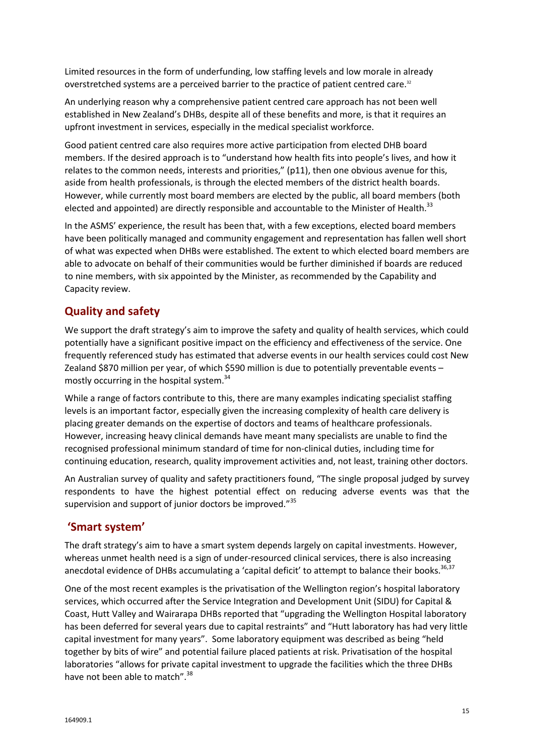Limited resources in the form of underfunding, low staffing levels and low morale in already overstretched systems are a perceived barrier to the practice of patient centred care.[32]

An underlying reason why a comprehensive patient centred care approach has not been well established in New Zealand's DHBs, despite all of these benefits and more, is that it requires an upfront investment in services, especially in the medical specialist workforce.

Good patient centred care also requires more active participation from elected DHB board members. If the desired approach is to "understand how health fits into people's lives, and how it relates to the common needs, interests and priorities," (p11), then one obvious avenue for this, aside from health professionals, is through the elected members of the district health boards. However, while currently most board members are elected by the public, all board members (both elected and appointed) are directly responsible and accountable to the Minister of Health.[33]

In the ASMS' experience, the result has been that, with a few exceptions, elected board members have been politically managed and community engagement and representation has fallen well short of what was expected when DHBs were established. The extent to which elected board members are able to advocate on behalf of their communities would be further diminished if boards are reduced to nine members, with six appointed by the Minister, as recommended by the Capability and Capacity review.

## Quality and safety

We support the draft strategy's aim to improve the safety and quality of health services, which could potentially have a significant positive impact on the efficiency and effectiveness of the service. One frequently referenced study has estimated that adverse events in our health services could cost New Zealand $870 million per year, of which $590 million is due to potentially preventable events – mostly occurring in the hospital system.[34]

While a range of factors contribute to this, there are many examples indicating specialist staffing levels is an important factor, especially given the increasing complexity of health care delivery is placing greater demands on the expertise of doctors and teams of healthcare professionals. However, increasing heavy clinical demands have meant many specialists are unable to find the recognised professional minimum standard of time for non-clinical duties, including time for continuing education, research, quality improvement activities and, not least, training other doctors.

An Australian survey of quality and safety practitioners found, "The single proposal judged by survey respondents to have the highest potential effect on reducing adverse events was that the supervision and support of junior doctors be improved."[35]

## 'Smart system'

The draft strategy's aim to have a smart system depends largely on capital investments. However, whereas unmet health need is a sign of under-resourced clinical services, there is also increasing anecdotal evidence of DHBs accumulating a 'capital deficit' to attempt to balance their books.[36,37]

One of the most recent examples is the privatisation of the Wellington region's hospital laboratory services, which occurred after the Service Integration and Development Unit (SIDU) for Capital & Coast, Hutt Valley and Wairarapa DHBs reported that "upgrading the Wellington Hospital laboratory has been deferred for several years due to capital restraints" and "Hutt laboratory has had very little capital investment for many years". Some laboratory equipment was described as being "held together by bits of wire" and potential failure placed patients at risk. Privatisation of the hospital laboratories "allows for private capital investment to upgrade the facilities which the three DHBs have not been able to match".[38]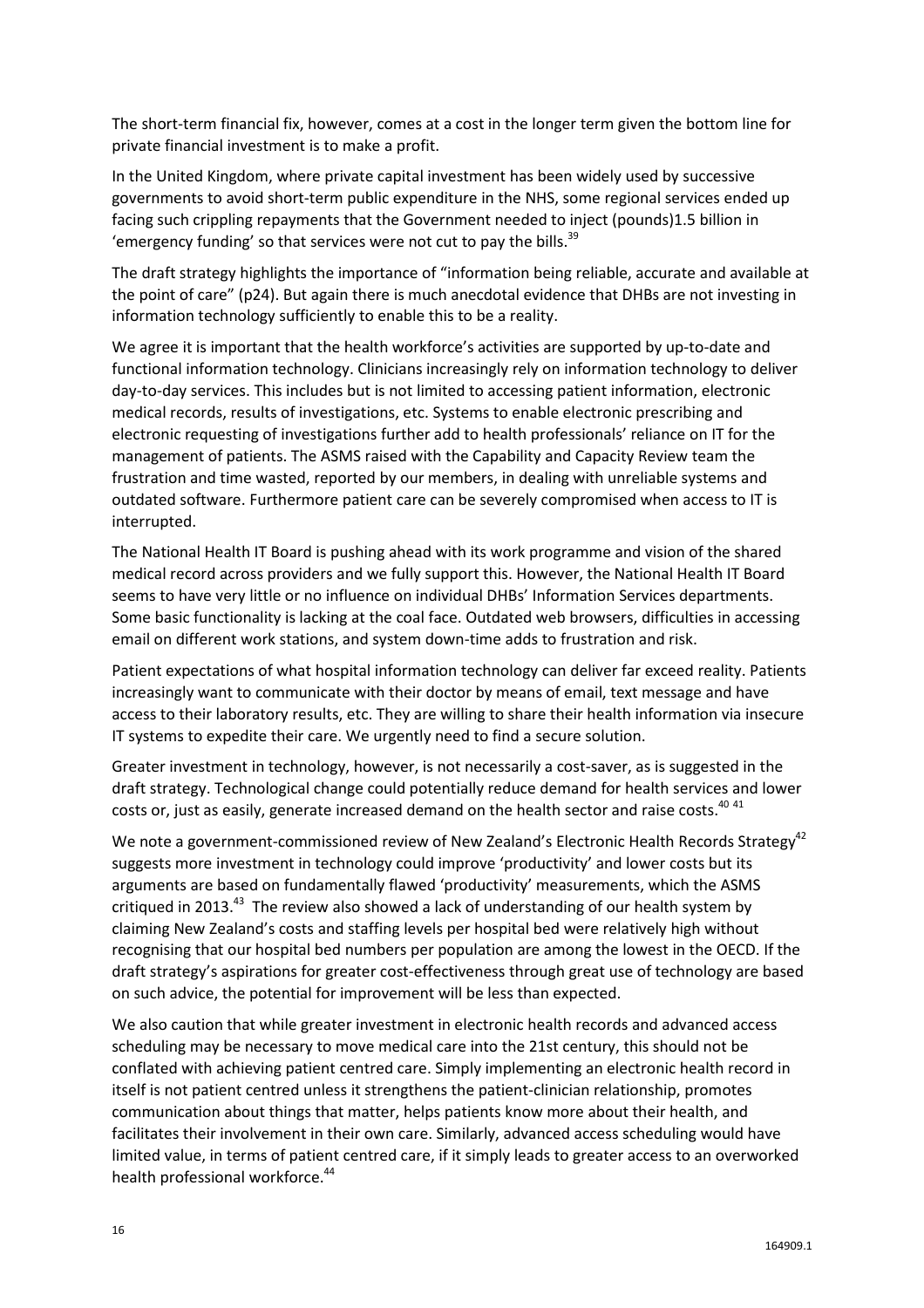The short-term financial fix, however, comes at a cost in the longer term given the bottom line for private financial investment is to make a profit.

In the United Kingdom, where private capital investment has been widely used by successive governments to avoid short-term public expenditure in the NHS, some regional services ended up facing such crippling repayments that the Government needed to inject (pounds)1.5 billion in 'emergency funding' so that services were not cut to pay the bills.[39]

The draft strategy highlights the importance of "information being reliable, accurate and available at the point of care" (p24). But again there is much anecdotal evidence that DHBs are not investing in information technology sufficiently to enable this to be a reality.

We agree it is important that the health workforce's activities are supported by up-to-date and functional information technology. Clinicians increasingly rely on information technology to deliver day-to-day services. This includes but is not limited to accessing patient information, electronic medical records, results of investigations, etc. Systems to enable electronic prescribing and electronic requesting of investigations further add to health professionals' reliance on IT for the management of patients. The ASMS raised with the Capability and Capacity Review team the frustration and time wasted, reported by our members, in dealing with unreliable systems and outdated software. Furthermore patient care can be severely compromised when access to IT is interrupted.

The National Health IT Board is pushing ahead with its work programme and vision of the shared medical record across providers and we fully support this. However, the National Health IT Board seems to have very little or no influence on individual DHBs' Information Services departments. Some basic functionality is lacking at the coal face. Outdated web browsers, difficulties in accessing email on different work stations, and system down-time adds to frustration and risk.

Patient expectations of what hospital information technology can deliver far exceed reality. Patients increasingly want to communicate with their doctor by means of email, text message and have access to their laboratory results, etc. They are willing to share their health information via insecure IT systems to expedite their care. We urgently need to find a secure solution.

Greater investment in technology, however, is not necessarily a cost-saver, as is suggested in the draft strategy. Technological change could potentially reduce demand for health services and lower costs or, just as easily, generate increased demand on the health sector and raise costs.[40,41]

We note a government-commissioned review of New Zealand's Electronic Health Records Strategy[42] suggests more investment in technology could improve 'productivity' and lower costs but its arguments are based on fundamentally flawed 'productivity' measurements, which the ASMS critiqued in 2013.[43] The review also showed a lack of understanding of our health system by claiming New Zealand's costs and staffing levels per hospital bed were relatively high without recognising that our hospital bed numbers per population are among the lowest in the OECD. If the draft strategy's aspirations for greater cost-effectiveness through great use of technology are based on such advice, the potential for improvement will be less than expected.

We also caution that while greater investment in electronic health records and advanced access scheduling may be necessary to move medical care into the 21st century, this should not be conflated with achieving patient centred care. Simply implementing an electronic health record in itself is not patient centred unless it strengthens the patient-clinician relationship, promotes communication about things that matter, helps patients know more about their health, and facilitates their involvement in their own care. Similarly, advanced access scheduling would have limited value, in terms of patient centred care, if it simply leads to greater access to an overworked health professional workforce.[44]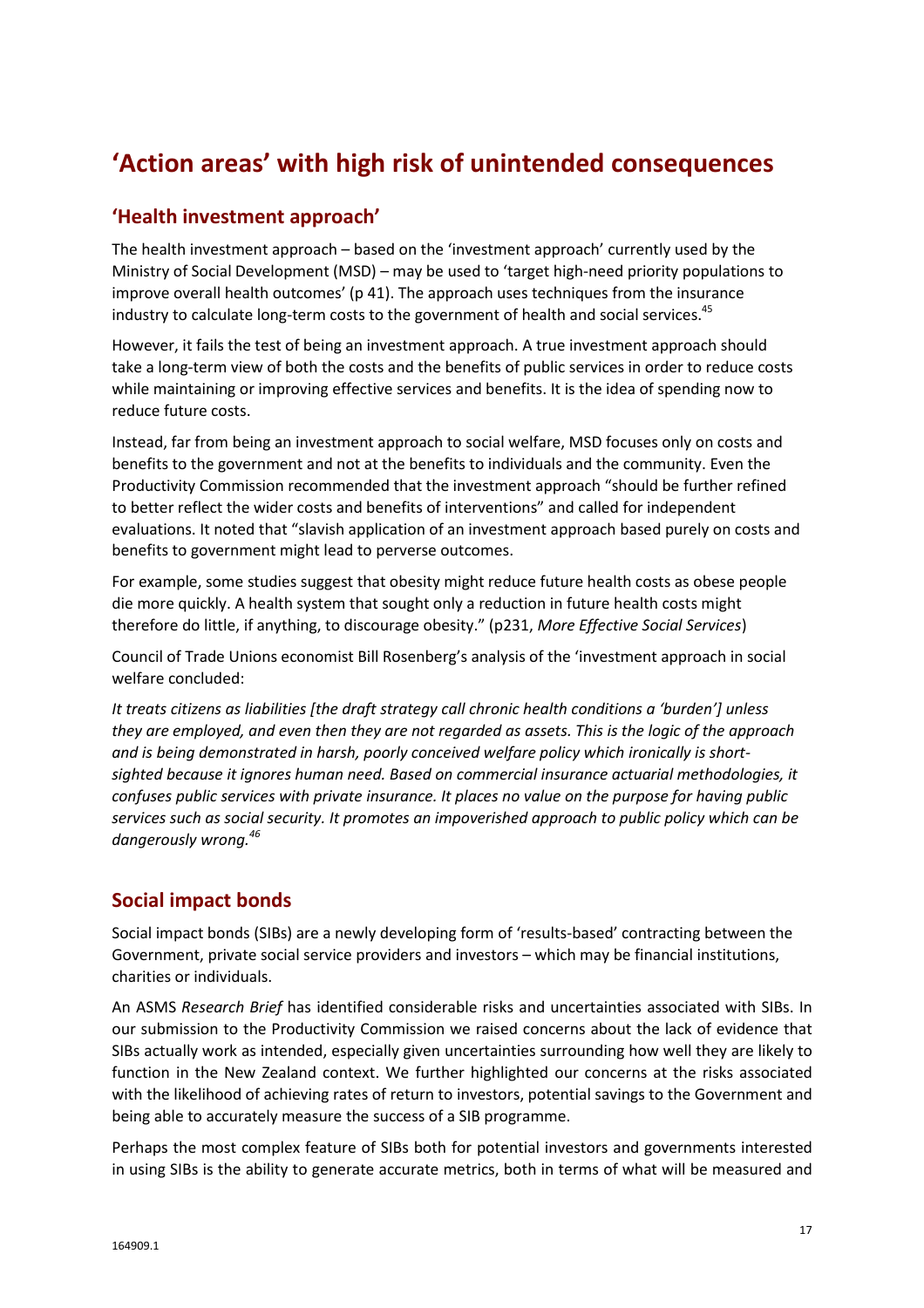# 'Action areas' with high risk of unintended consequences

## 'Health investment approach'

The health investment approach – based on the 'investment approach' currently used by the Ministry of Social Development (MSD) – may be used to 'target high-need priority populations to improve overall health outcomes' (p 41). The approach uses techniques from the insurance industry to calculate long-term costs to the government of health and social services.[45]

However, it fails the test of being an investment approach. A true investment approach should take a long-term view of both the costs and the benefits of public services in order to reduce costs while maintaining or improving effective services and benefits. It is the idea of spending now to reduce future costs.

Instead, far from being an investment approach to social welfare, MSD focuses only on costs and benefits to the government and not at the benefits to individuals and the community. Even the Productivity Commission recommended that the investment approach "should be further refined to better reflect the wider costs and benefits of interventions" and called for independent evaluations. It noted that "slavish application of an investment approach based purely on costs and benefits to government might lead to perverse outcomes.

For example, some studies suggest that obesity might reduce future health costs as obese people die more quickly. A health system that sought only a reduction in future health costs might therefore do little, if anything, to discourage obesity." (p231, *More Effective Social Services*)

Council of Trade Unions economist Bill Rosenberg's analysis of the 'investment approach in social welfare concluded:

*It treats citizens as liabilities [the draft strategy call chronic health conditions a 'burden'] unless they are employed, and even then they are not regarded as assets. This is the logic of the approach and is being demonstrated in harsh, poorly conceived welfare policy which ironically is short-sighted because it ignores human need. Based on commercial insurance actuarial methodologies, it confuses public services with private insurance. It places no value on the purpose for having public services such as social security. It promotes an impoverished approach to public policy which can be dangerously wrong.*[46]

## Social impact bonds

Social impact bonds (SIBs) are a newly developing form of 'results-based' contracting between the Government, private social service providers and investors – which may be financial institutions, charities or individuals.

An ASMS *Research Brief* has identified considerable risks and uncertainties associated with SIBs. In our submission to the Productivity Commission we raised concerns about the lack of evidence that SIBs actually work as intended, especially given uncertainties surrounding how well they are likely to function in the New Zealand context. We further highlighted our concerns at the risks associated with the likelihood of achieving rates of return to investors, potential savings to the Government and being able to accurately measure the success of a SIB programme.

Perhaps the most complex feature of SIBs both for potential investors and governments interested in using SIBs is the ability to generate accurate metrics, both in terms of what will be measured and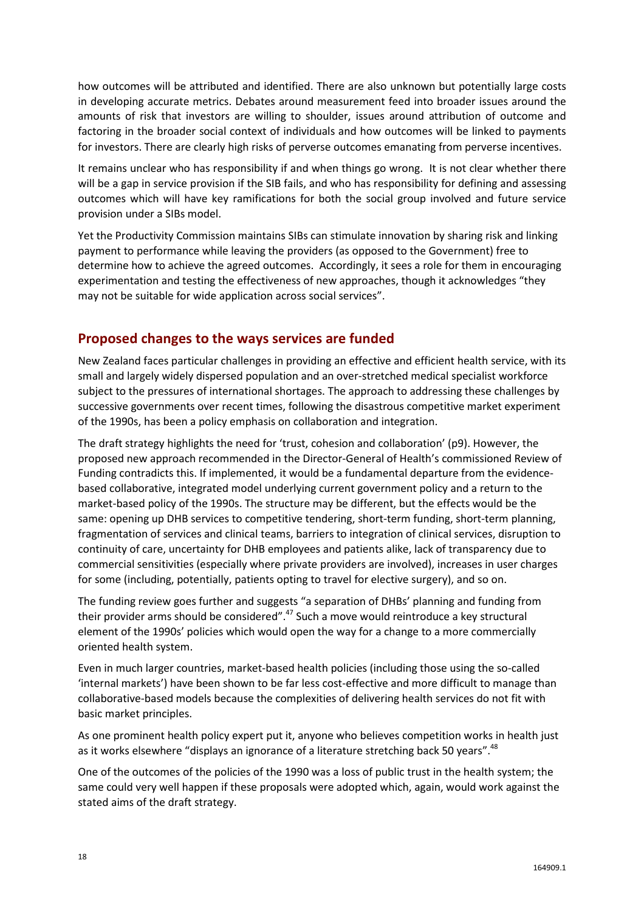how outcomes will be attributed and identified. There are also unknown but potentially large costs in developing accurate metrics. Debates around measurement feed into broader issues around the amounts of risk that investors are willing to shoulder, issues around attribution of outcome and factoring in the broader social context of individuals and how outcomes will be linked to payments for investors. There are clearly high risks of perverse outcomes emanating from perverse incentives.

It remains unclear who has responsibility if and when things go wrong. It is not clear whether there will be a gap in service provision if the SIB fails, and who has responsibility for defining and assessing outcomes which will have key ramifications for both the social group involved and future service provision under a SIBs model.

Yet the Productivity Commission maintains SIBs can stimulate innovation by sharing risk and linking payment to performance while leaving the providers (as opposed to the Government) free to determine how to achieve the agreed outcomes. Accordingly, it sees a role for them in encouraging experimentation and testing the effectiveness of new approaches, though it acknowledges "they may not be suitable for wide application across social services".

## Proposed changes to the ways services are funded

New Zealand faces particular challenges in providing an effective and efficient health service, with its small and largely widely dispersed population and an over-stretched medical specialist workforce subject to the pressures of international shortages. The approach to addressing these challenges by successive governments over recent times, following the disastrous competitive market experiment of the 1990s, has been a policy emphasis on collaboration and integration.

The draft strategy highlights the need for 'trust, cohesion and collaboration' (p9). However, the proposed new approach recommended in the Director-General of Health's commissioned Review of Funding contradicts this. If implemented, it would be a fundamental departure from the evidence-based collaborative, integrated model underlying current government policy and a return to the market-based policy of the 1990s. The structure may be different, but the effects would be the same: opening up DHB services to competitive tendering, short-term funding, short-term planning, fragmentation of services and clinical teams, barriers to integration of clinical services, disruption to continuity of care, uncertainty for DHB employees and patients alike, lack of transparency due to commercial sensitivities (especially where private providers are involved), increases in user charges for some (including, potentially, patients opting to travel for elective surgery), and so on.

The funding review goes further and suggests "a separation of DHBs' planning and funding from their provider arms should be considered".[47] Such a move would reintroduce a key structural element of the 1990s' policies which would open the way for a change to a more commercially oriented health system.

Even in much larger countries, market-based health policies (including those using the so-called 'internal markets') have been shown to be far less cost-effective and more difficult to manage than collaborative-based models because the complexities of delivering health services do not fit with basic market principles.

As one prominent health policy expert put it, anyone who believes competition works in health just as it works elsewhere "displays an ignorance of a literature stretching back 50 years".[48]

One of the outcomes of the policies of the 1990 was a loss of public trust in the health system; the same could very well happen if these proposals were adopted which, again, would work against the stated aims of the draft strategy.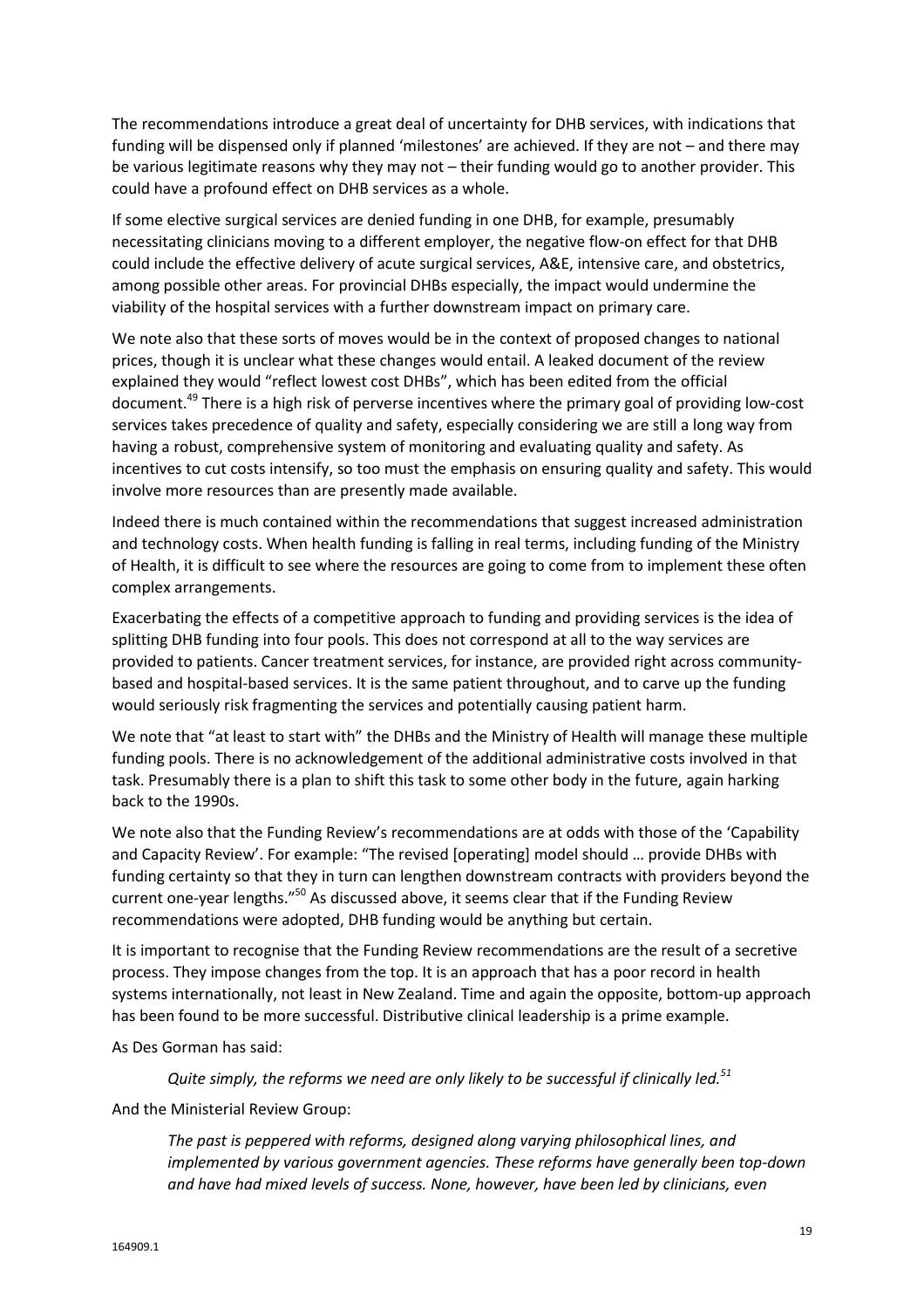The recommendations introduce a great deal of uncertainty for DHB services, with indications that funding will be dispensed only if planned 'milestones' are achieved. If they are not – and there may be various legitimate reasons why they may not – their funding would go to another provider. This could have a profound effect on DHB services as a whole.

If some elective surgical services are denied funding in one DHB, for example, presumably necessitating clinicians moving to a different employer, the negative flow-on effect for that DHB could include the effective delivery of acute surgical services, A&E, intensive care, and obstetrics, among possible other areas. For provincial DHBs especially, the impact would undermine the viability of the hospital services with a further downstream impact on primary care.

We note also that these sorts of moves would be in the context of proposed changes to national prices, though it is unclear what these changes would entail. A leaked document of the review explained they would "reflect lowest cost DHBs", which has been edited from the official document.[49] There is a high risk of perverse incentives where the primary goal of providing low-cost services takes precedence of quality and safety, especially considering we are still a long way from having a robust, comprehensive system of monitoring and evaluating quality and safety. As incentives to cut costs intensify, so too must the emphasis on ensuring quality and safety. This would involve more resources than are presently made available.

Indeed there is much contained within the recommendations that suggest increased administration and technology costs. When health funding is falling in real terms, including funding of the Ministry of Health, it is difficult to see where the resources are going to come from to implement these often complex arrangements.

Exacerbating the effects of a competitive approach to funding and providing services is the idea of splitting DHB funding into four pools. This does not correspond at all to the way services are provided to patients. Cancer treatment services, for instance, are provided right across community-based and hospital-based services. It is the same patient throughout, and to carve up the funding would seriously risk fragmenting the services and potentially causing patient harm.

We note that "at least to start with" the DHBs and the Ministry of Health will manage these multiple funding pools. There is no acknowledgement of the additional administrative costs involved in that task. Presumably there is a plan to shift this task to some other body in the future, again harking back to the 1990s.

We note also that the Funding Review's recommendations are at odds with those of the 'Capability and Capacity Review'. For example: "The revised [operating] model should … provide DHBs with funding certainty so that they in turn can lengthen downstream contracts with providers beyond the current one-year lengths."[50] As discussed above, it seems clear that if the Funding Review recommendations were adopted, DHB funding would be anything but certain.

It is important to recognise that the Funding Review recommendations are the result of a secretive process. They impose changes from the top. It is an approach that has a poor record in health systems internationally, not least in New Zealand. Time and again the opposite, bottom-up approach has been found to be more successful. Distributive clinical leadership is a prime example.

As Des Gorman has said:

> *Quite simply, the reforms we need are only likely to be successful if clinically led.*[51]

And the Ministerial Review Group:

> *The past is peppered with reforms, designed along varying philosophical lines, and implemented by various government agencies. These reforms have generally been top-down and have had mixed levels of success. None, however, have been led by clinicians, even*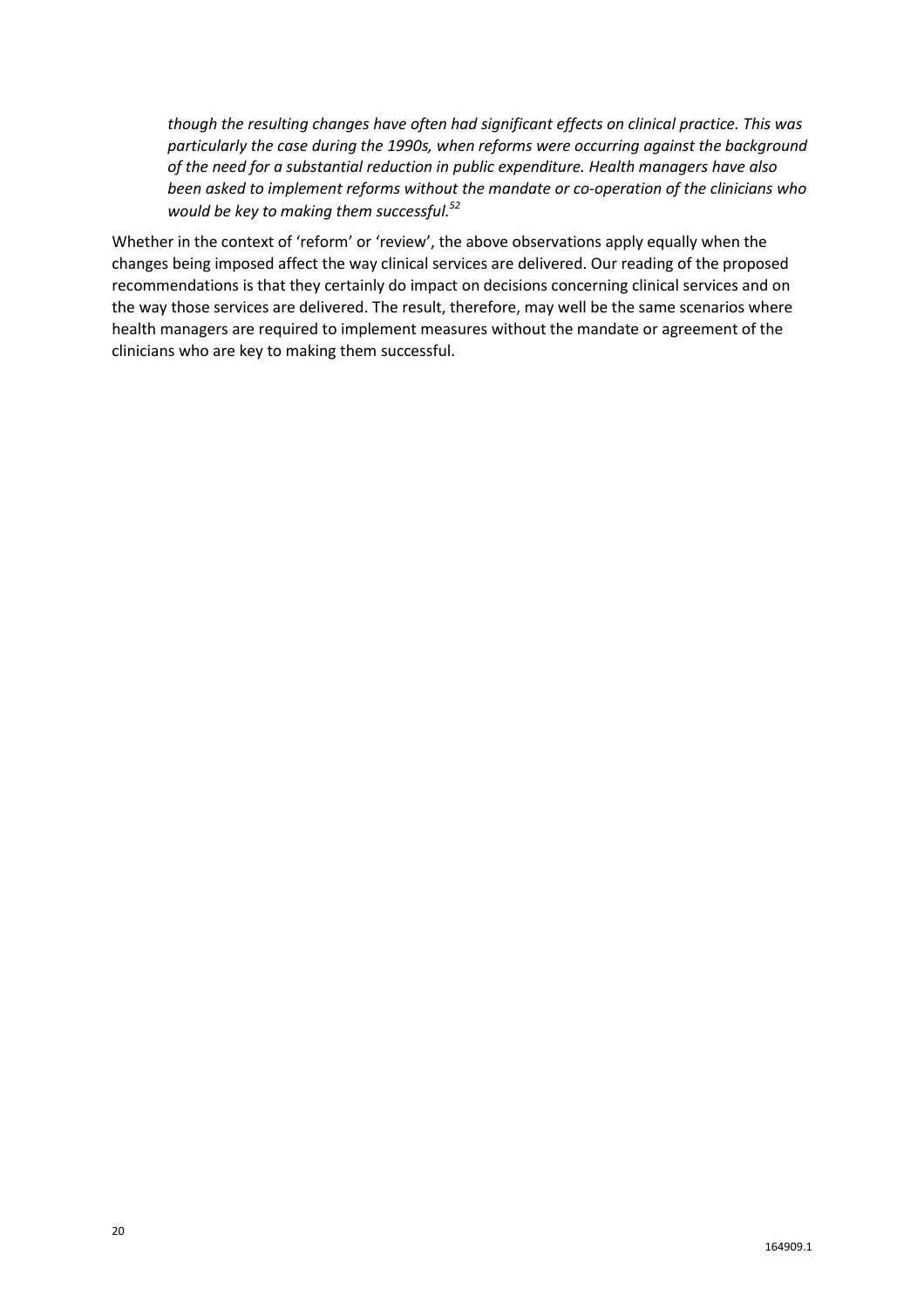> *though the resulting changes have often had significant effects on clinical practice. This was particularly the case during the 1990s, when reforms were occurring against the background of the need for a substantial reduction in public expenditure. Health managers have also been asked to implement reforms without the mandate or co-operation of the clinicians who would be key to making them successful.*[52]

Whether in the context of 'reform' or 'review', the above observations apply equally when the changes being imposed affect the way clinical services are delivered. Our reading of the proposed recommendations is that they certainly do impact on decisions concerning clinical services and on the way those services are delivered. The result, therefore, may well be the same scenarios where health managers are required to implement measures without the mandate or agreement of the clinicians who are key to making them successful.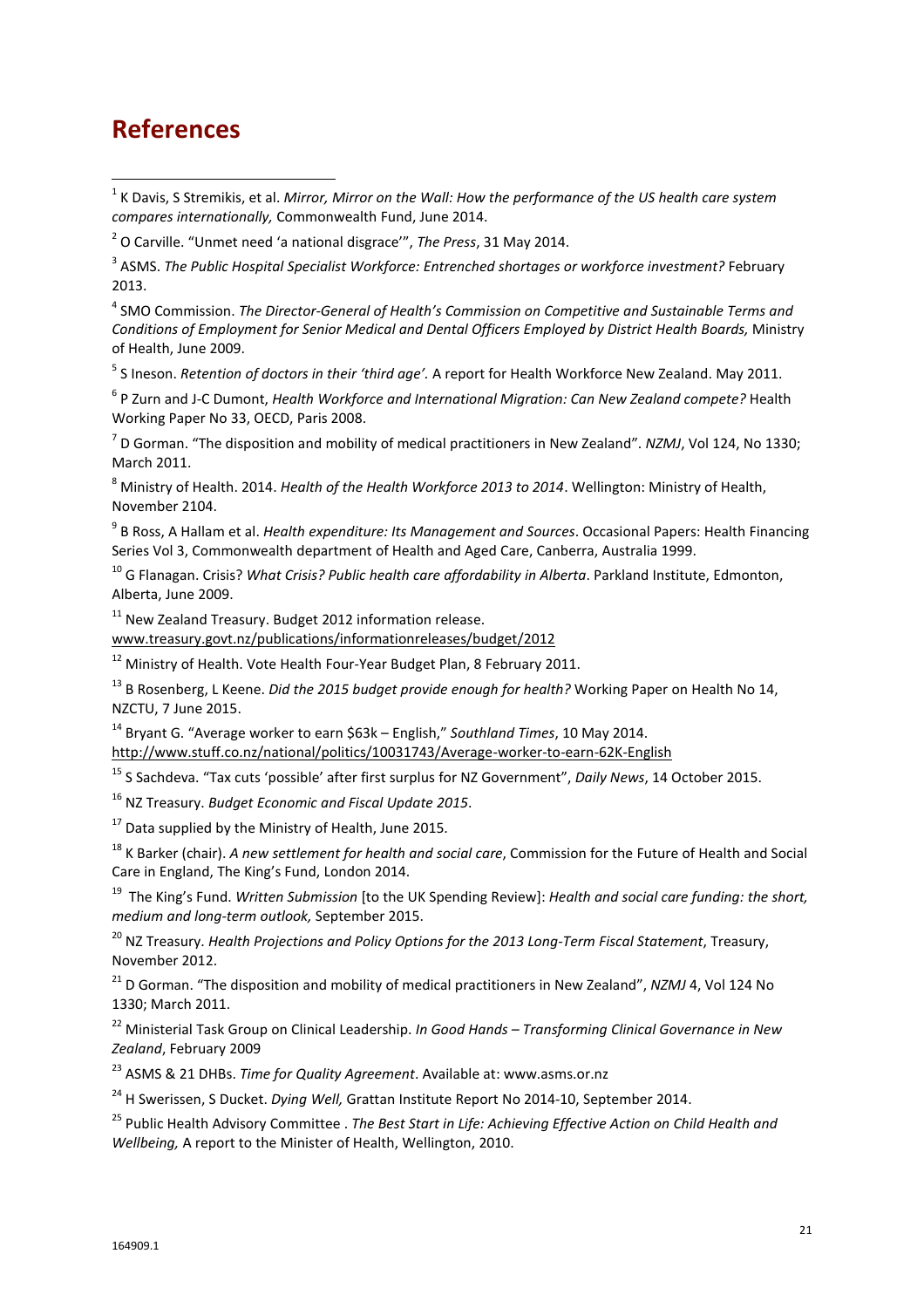# References

[1] K Davis, S Stremikis, et al. *Mirror, Mirror on the Wall: How the performance of the US health care system compares internationally,* Commonwealth Fund, June 2014.

[2] O Carville. "Unmet need 'a national disgrace'", *The Press*, 31 May 2014.

[3] ASMS. *The Public Hospital Specialist Workforce: Entrenched shortages or workforce investment?* February 2013.

[4] SMO Commission. *The Director-General of Health's Commission on Competitive and Sustainable Terms and Conditions of Employment for Senior Medical and Dental Officers Employed by District Health Boards,* Ministry of Health, June 2009.

[5] S Ineson. *Retention of doctors in their 'third age'.* A report for Health Workforce New Zealand. May 2011.

[6] P Zurn and J-C Dumont, *Health Workforce and International Migration: Can New Zealand compete?* Health Working Paper No 33, OECD, Paris 2008.

[7] D Gorman. "The disposition and mobility of medical practitioners in New Zealand". *NZMJ*, Vol 124, No 1330; March 2011.

[8] Ministry of Health. 2014. *Health of the Health Workforce 2013 to 2014*. Wellington: Ministry of Health, November 2104.

[9] B Ross, A Hallam et al. *Health expenditure: Its Management and Sources*. Occasional Papers: Health Financing Series Vol 3, Commonwealth department of Health and Aged Care, Canberra, Australia 1999.

[10] G Flanagan. Crisis? *What Crisis? Public health care affordability in Alberta*. Parkland Institute, Edmonton, Alberta, June 2009.

[11] New Zealand Treasury. Budget 2012 information release. www.treasury.govt.nz/publications/informationreleases/budget/2012

[12] Ministry of Health. Vote Health Four-Year Budget Plan, 8 February 2011.

[13] B Rosenberg, L Keene. *Did the 2015 budget provide enough for health?* Working Paper on Health No 14, NZCTU, 7 June 2015.

[14] Bryant G. "Average worker to earn $63k – English," *Southland Times*, 10 May 2014. http://www.stuff.co.nz/national/politics/10031743/Average-worker-to-earn-62K-English

[15] S Sachdeva. "Tax cuts 'possible' after first surplus for NZ Government", *Daily News*, 14 October 2015.

[16] NZ Treasury. *Budget Economic and Fiscal Update 2015*.

[17] Data supplied by the Ministry of Health, June 2015.

[18] K Barker (chair). *A new settlement for health and social care*, Commission for the Future of Health and Social Care in England, The King's Fund, London 2014.

[19] The King's Fund. *Written Submission* [to the UK Spending Review]: *Health and social care funding: the short, medium and long-term outlook,* September 2015.

[20] NZ Treasury. *Health Projections and Policy Options for the 2013 Long-Term Fiscal Statement*, Treasury, November 2012.

[21] D Gorman. "The disposition and mobility of medical practitioners in New Zealand", *NZMJ* 4, Vol 124 No 1330; March 2011.

[22] Ministerial Task Group on Clinical Leadership. *In Good Hands – Transforming Clinical Governance in New Zealand*, February 2009

[23] ASMS & 21 DHBs. *Time for Quality Agreement*. Available at: www.asms.or.nz

[24] H Swerissen, S Ducket. *Dying Well,* Grattan Institute Report No 2014-10, September 2014.

[25] Public Health Advisory Committee . *The Best Start in Life: Achieving Effective Action on Child Health and Wellbeing,* A report to the Minister of Health, Wellington, 2010.

164909.1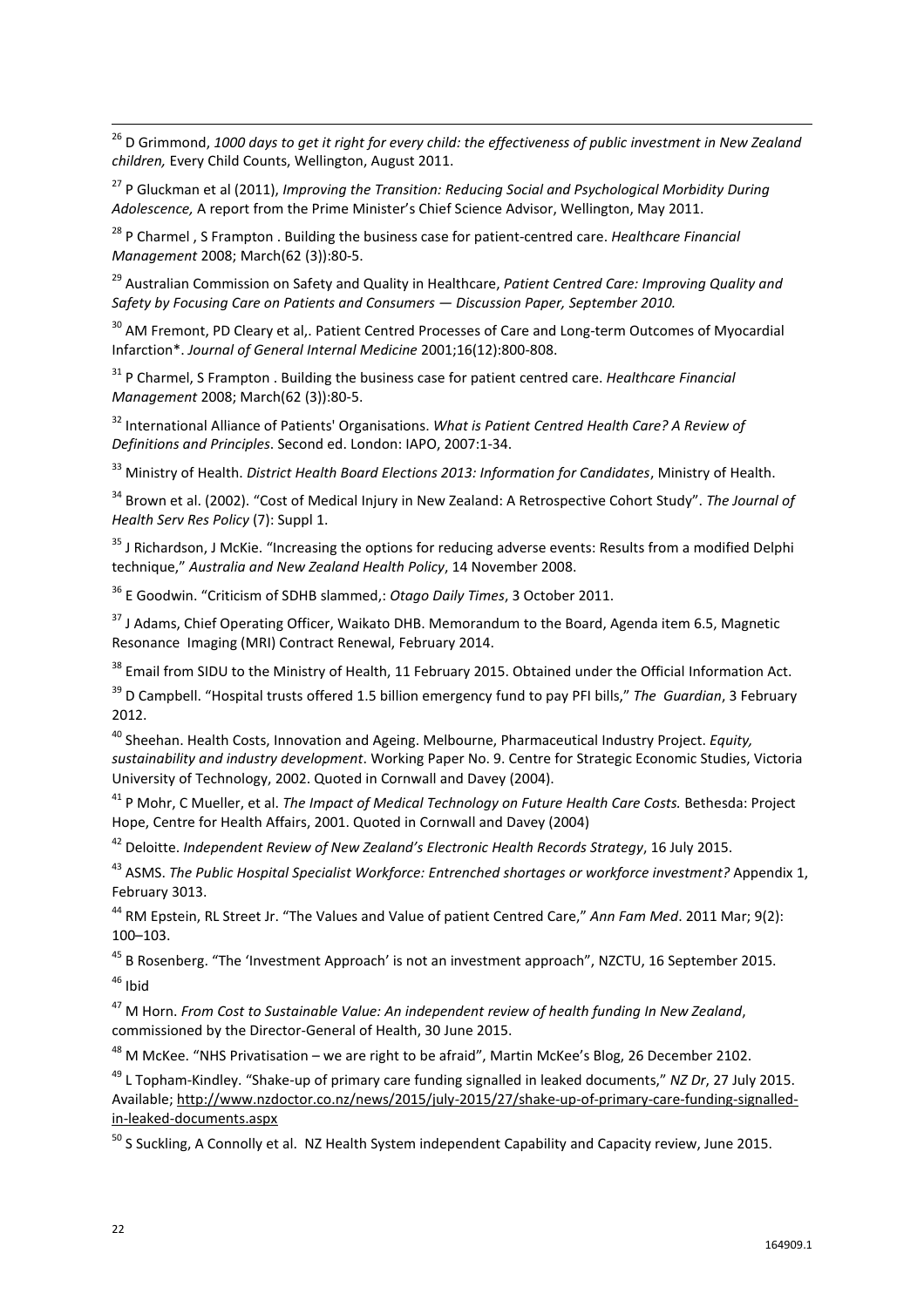[26] D Grimmond, *1000 days to get it right for every child: the effectiveness of public investment in New Zealand children,* Every Child Counts, Wellington, August 2011.

[27] P Gluckman et al (2011), *Improving the Transition: Reducing Social and Psychological Morbidity During Adolescence,* A report from the Prime Minister's Chief Science Advisor, Wellington, May 2011.

[28] P Charmel , S Frampton . Building the business case for patient-centred care. *Healthcare Financial Management* 2008; March(62 (3)):80-5.

[29] Australian Commission on Safety and Quality in Healthcare, *Patient Centred Care: Improving Quality and Safety by Focusing Care on Patients and Consumers — Discussion Paper, September 2010.*

[30] AM Fremont, PD Cleary et al,. Patient Centred Processes of Care and Long-term Outcomes of Myocardial Infarction*. *Journal of General Internal Medicine* 2001;16(12):800-808.

[31] P Charmel, S Frampton . Building the business case for patient centred care. *Healthcare Financial Management* 2008; March(62 (3)):80-5.

[32] International Alliance of Patients' Organisations. *What is Patient Centred Health Care? A Review of Definitions and Principles*. Second ed. London: IAPO, 2007:1-34.

[33] Ministry of Health. *District Health Board Elections 2013: Information for Candidates*, Ministry of Health.

[34] Brown et al. (2002). "Cost of Medical Injury in New Zealand: A Retrospective Cohort Study". *The Journal of Health Serv Res Policy* (7): Suppl 1.

[35] J Richardson, J McKie. "Increasing the options for reducing adverse events: Results from a modified Delphi technique," *Australia and New Zealand Health Policy*, 14 November 2008.

[36] E Goodwin. "Criticism of SDHB slammed,: *Otago Daily Times*, 3 October 2011.

[37] J Adams, Chief Operating Officer, Waikato DHB. Memorandum to the Board, Agenda item 6.5, Magnetic Resonance Imaging (MRI) Contract Renewal, February 2014.

[38] Email from SIDU to the Ministry of Health, 11 February 2015. Obtained under the Official Information Act.

[39] D Campbell. "Hospital trusts offered 1.5 billion emergency fund to pay PFI bills," *The Guardian*, 3 February 2012.

[40] Sheehan. Health Costs, Innovation and Ageing. Melbourne, Pharmaceutical Industry Project. *Equity, sustainability and industry development*. Working Paper No. 9. Centre for Strategic Economic Studies, Victoria University of Technology, 2002. Quoted in Cornwall and Davey (2004).

[41] P Mohr, C Mueller, et al. *The Impact of Medical Technology on Future Health Care Costs.* Bethesda: Project Hope, Centre for Health Affairs, 2001. Quoted in Cornwall and Davey (2004)

[42] Deloitte. *Independent Review of New Zealand's Electronic Health Records Strategy*, 16 July 2015.

[43] ASMS. *The Public Hospital Specialist Workforce: Entrenched shortages or workforce investment?* Appendix 1, February 3013.

[44] RM Epstein, RL Street Jr. "The Values and Value of patient Centred Care," *Ann Fam Med*. 2011 Mar; 9(2): 100–103.

[45] B Rosenberg. "The 'Investment Approach' is not an investment approach", NZCTU, 16 September 2015.

[46] Ibid

[47] M Horn. *From Cost to Sustainable Value: An independent review of health funding In New Zealand*, commissioned by the Director-General of Health, 30 June 2015.

[48] M McKee. "NHS Privatisation – we are right to be afraid", Martin McKee's Blog, 26 December 2102.

[49] L Topham-Kindley. "Shake-up of primary care funding signalled in leaked documents," *NZ Dr*, 27 July 2015. Available; http://www.nzdoctor.co.nz/news/2015/july-2015/27/shake-up-of-primary-care-funding-signalled-in-leaked-documents.aspx

[50] S Suckling, A Connolly et al. NZ Health System independent Capability and Capacity review, June 2015.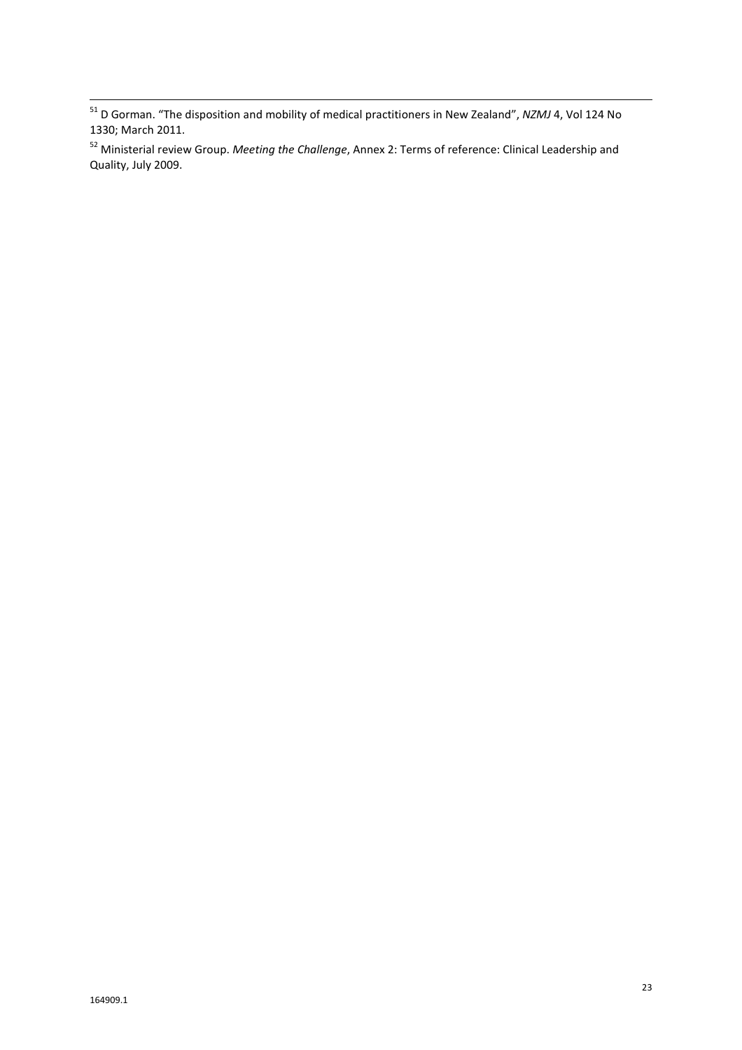[51] D Gorman. "The disposition and mobility of medical practitioners in New Zealand", *NZMJ* 4, Vol 124 No 1330; March 2011.

[52] Ministerial review Group. *Meeting the Challenge*, Annex 2: Terms of reference: Clinical Leadership and Quality, July 2009.